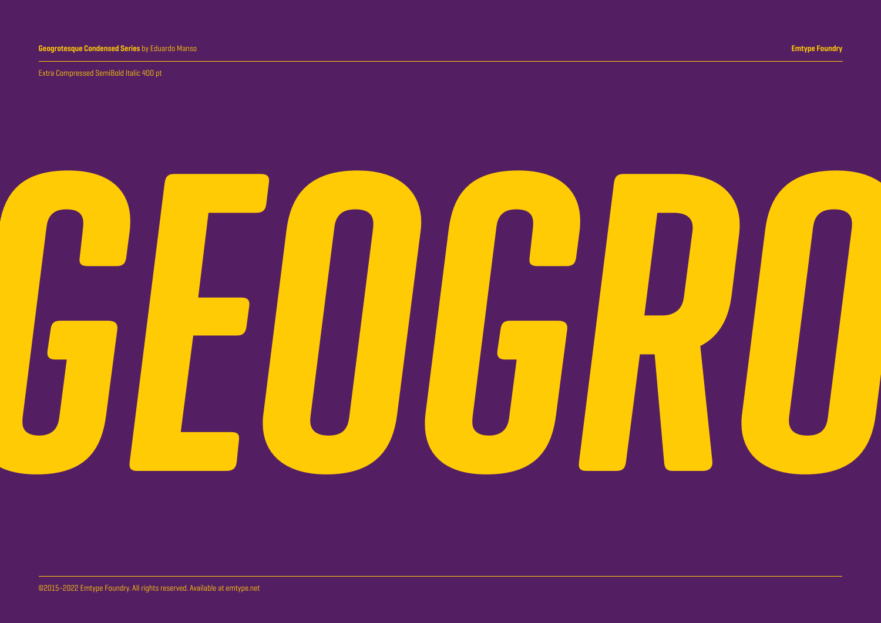**Geogrotesque Condensed Series** by Eduardo Manso

**Emtype Foundry**

Extra Compressed SemiBold Italic 400 pt

# *GEOGRO*

©2015–2022 Emtype Foundry. All rights reserved. Available at emtype.net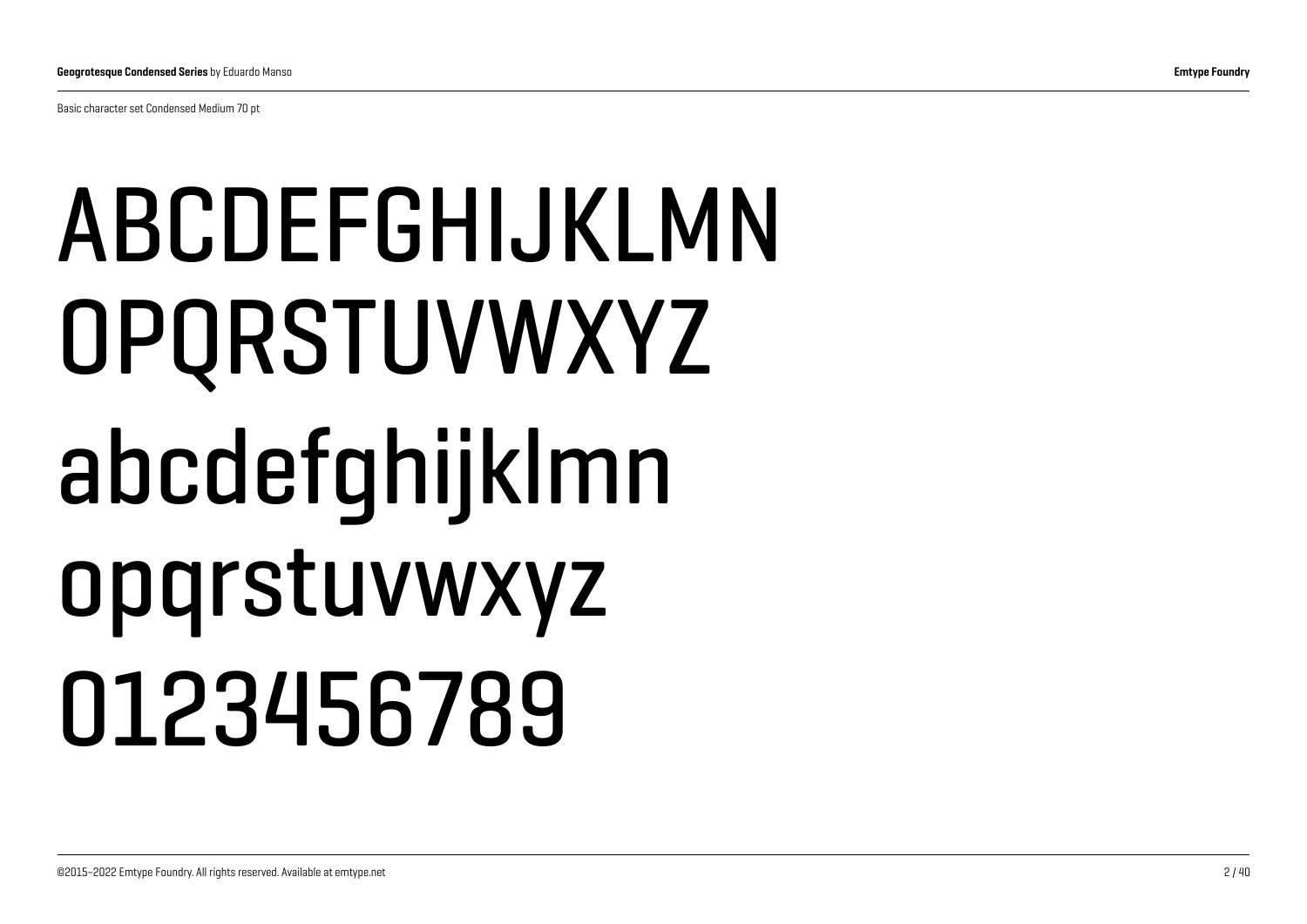Basic character set Condensed Medium 70 pt

ABCDEFGHIJKLMN
OPQRSTUVWXYZ
abcdefghijklmn
opqrstuvwxyz
0123456789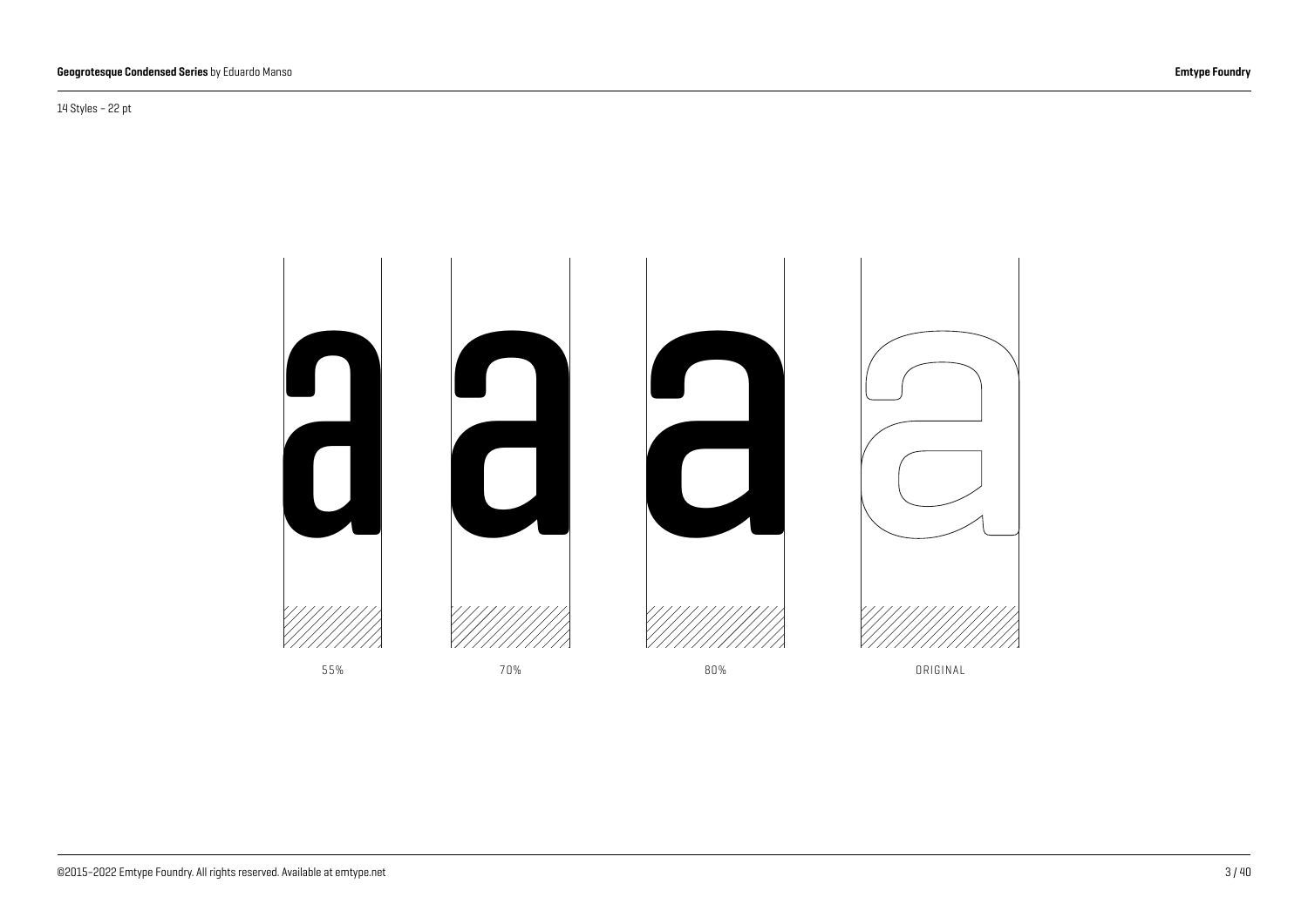14 Styles – 22 pt

a a a a

55% 70% 80% ORIGINAL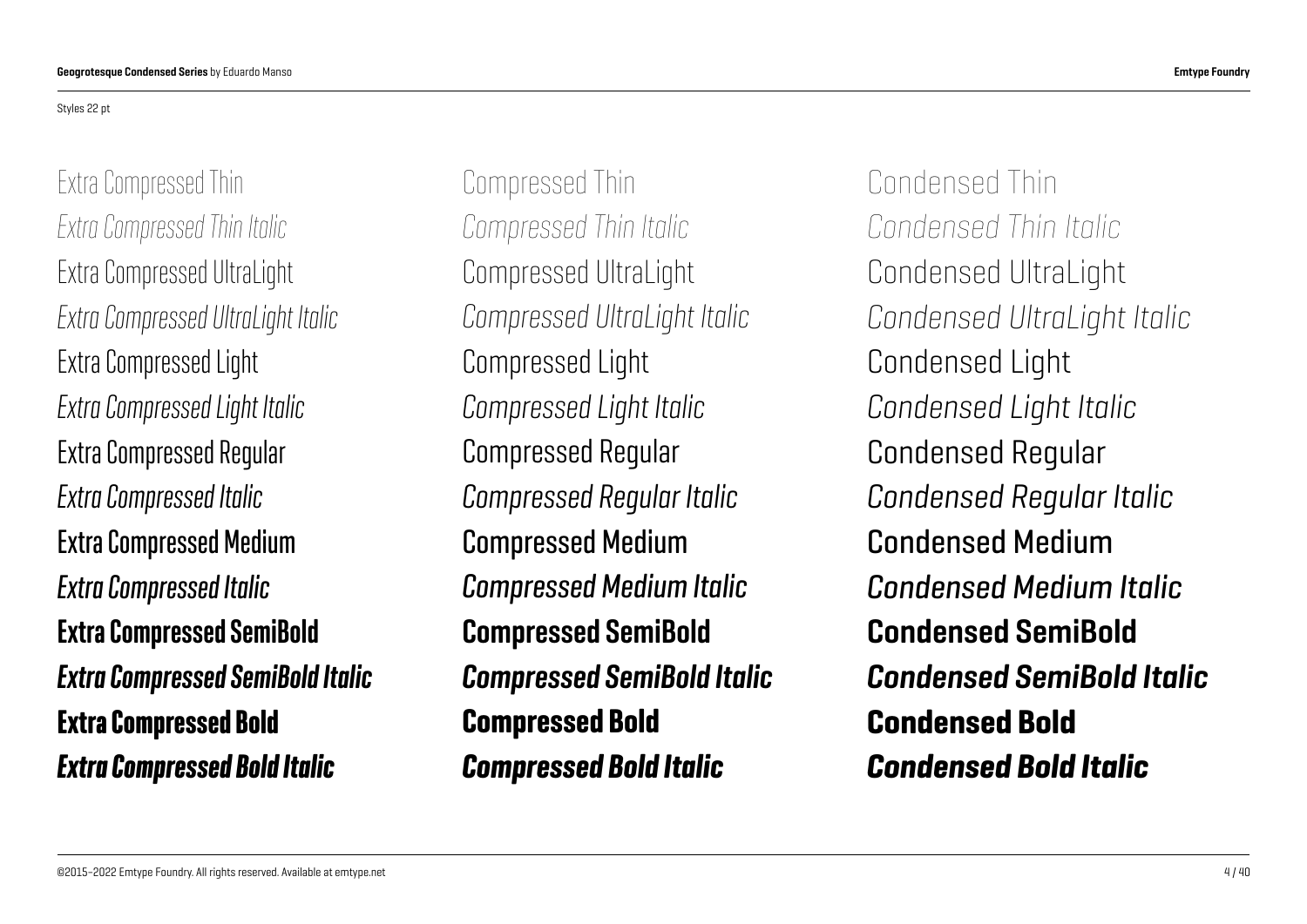Styles 22 pt

Extra Compressed Thin
*Extra Compressed Thin Italic*
Extra Compressed UltraLight
*Extra Compressed UltraLight Italic*
Extra Compressed Light
*Extra Compressed Light Italic*
Extra Compressed Regular
*Extra Compressed Italic*
Extra Compressed Medium
*Extra Compressed Italic*
**Extra Compressed SemiBold**
***Extra Compressed SemiBold Italic***
**Extra Compressed Bold**
***Extra Compressed Bold Italic***

Compressed Thin
*Compressed Thin Italic*
Compressed UltraLight
*Compressed UltraLight Italic*
Compressed Light
*Compressed Light Italic*
Compressed Regular
*Compressed Regular Italic*
Compressed Medium
*Compressed Medium Italic*
**Compressed SemiBold**
***Compressed SemiBold Italic***
**Compressed Bold**
***Compressed Bold Italic***

Condensed Thin
*Condensed Thin Italic*
Condensed UltraLight
*Condensed UltraLight Italic*
Condensed Light
*Condensed Light Italic*
Condensed Regular
*Condensed Regular Italic*
Condensed Medium
*Condensed Medium Italic*
**Condensed SemiBold**
***Condensed SemiBold Italic***
**Condensed Bold**
***Condensed Bold Italic***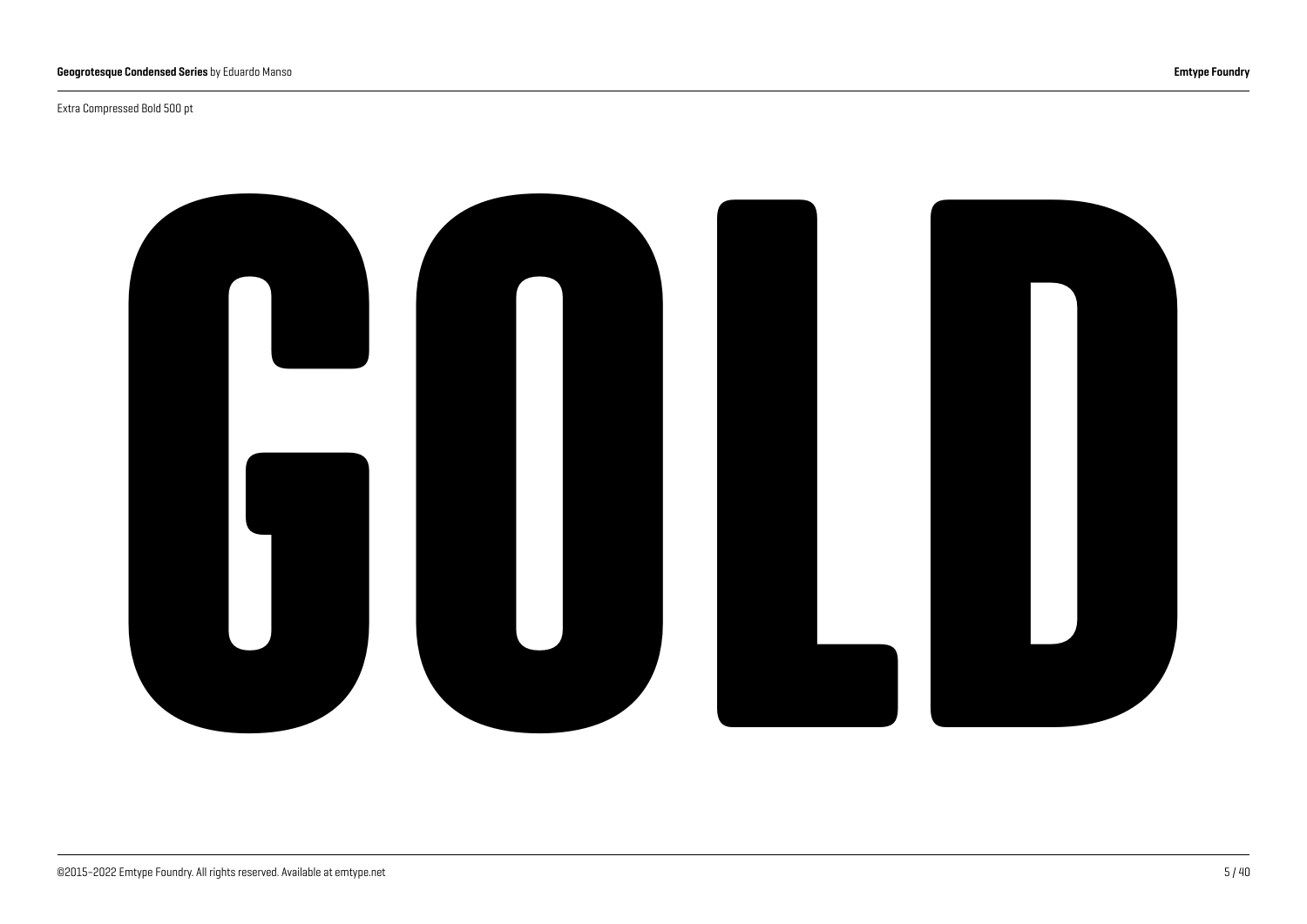Extra Compressed Bold 500 pt

# GOLD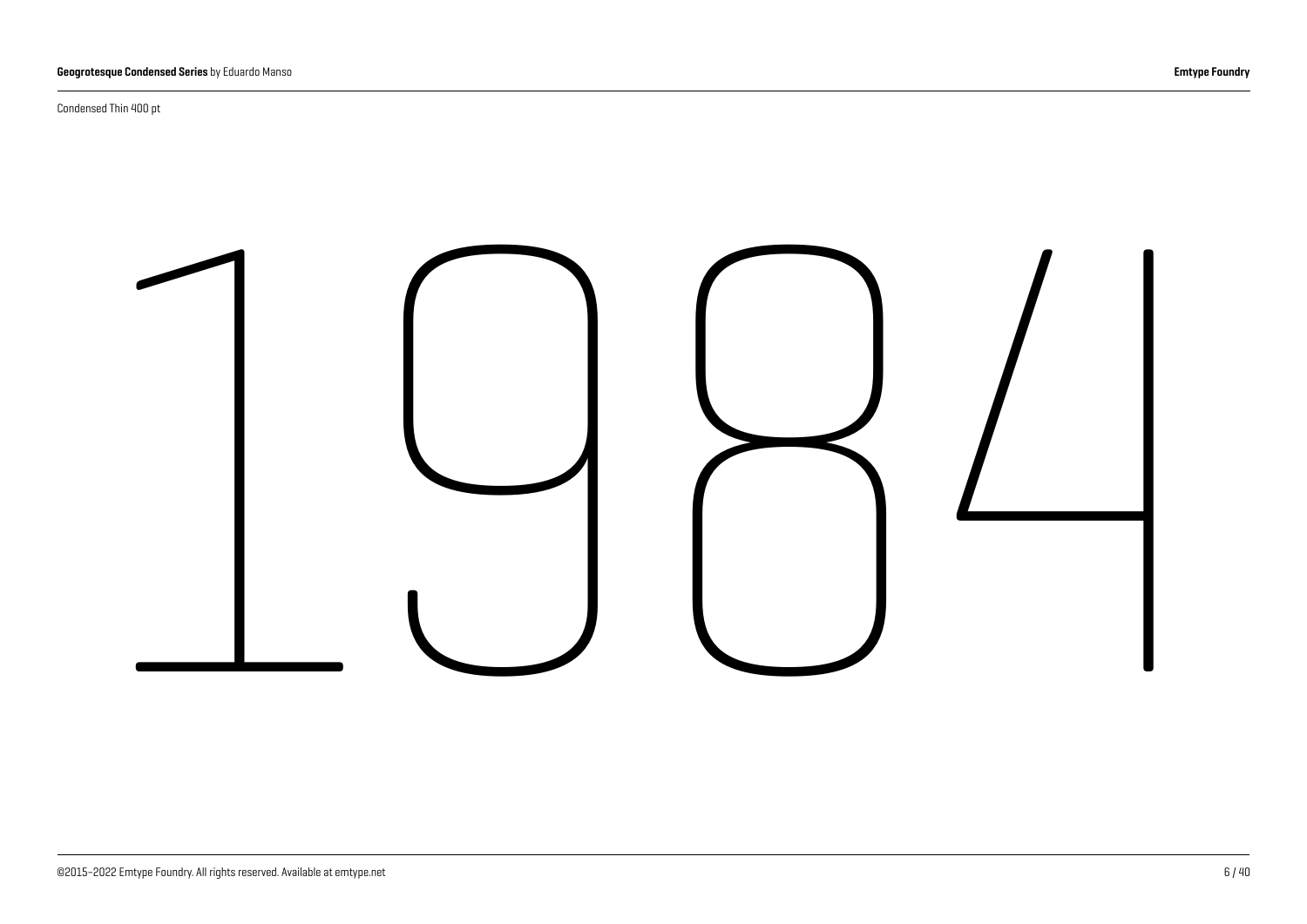Condensed Thin 400 pt

1984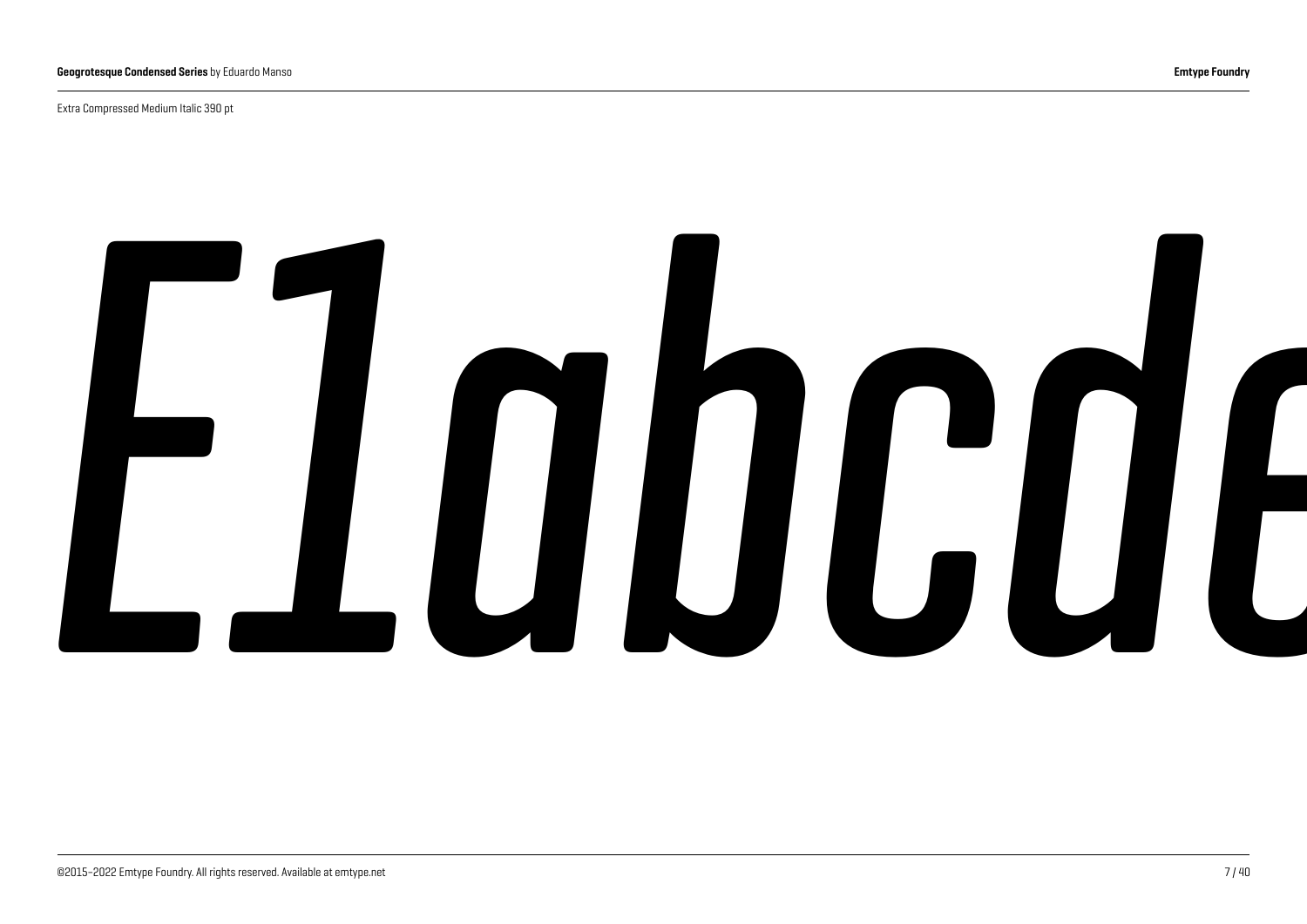Extra Compressed Medium Italic 390 pt

*E1abcde*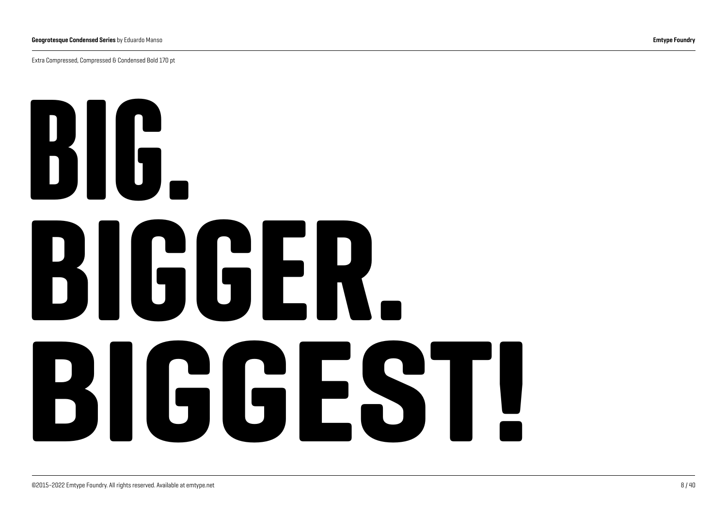Extra Compressed, Compressed & Condensed Bold 170 pt

# BIG.
# BIGGER.
# BIGGEST!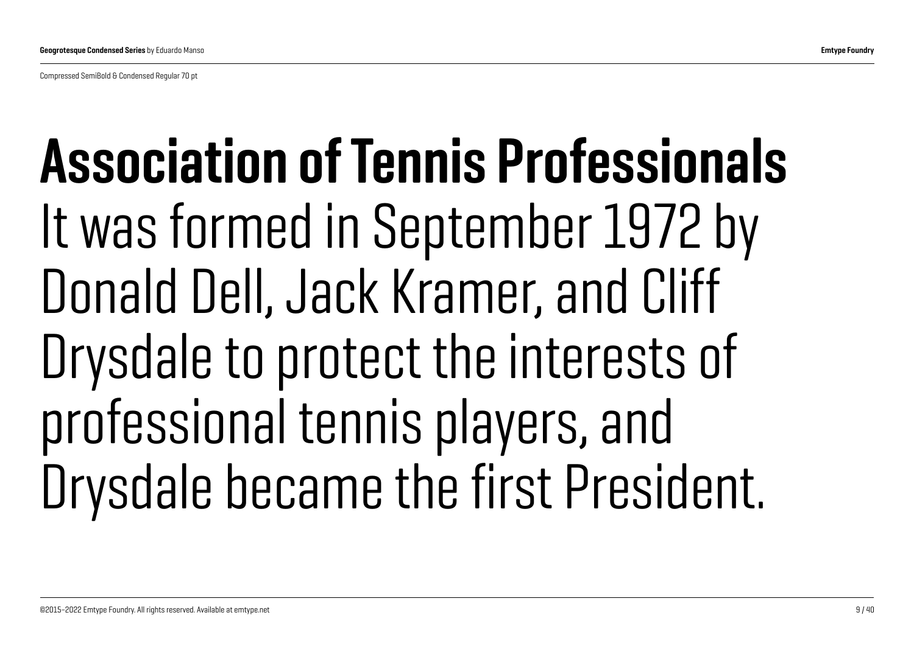Compressed SemiBold & Condensed Regular 70 pt

# Association of Tennis Professionals

It was formed in September 1972 by Donald Dell, Jack Kramer, and Cliff Drysdale to protect the interests of professional tennis players, and Drysdale became the first President.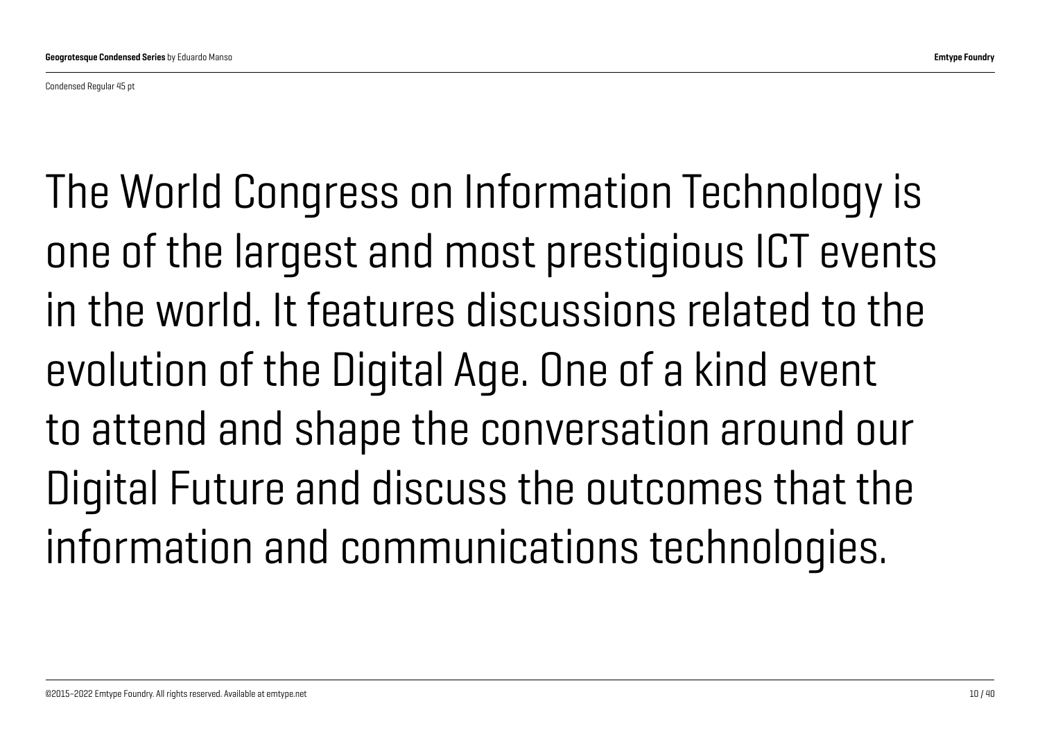Condensed Regular 45 pt

The World Congress on Information Technology is one of the largest and most prestigious ICT events in the world. It features discussions related to the evolution of the Digital Age. One of a kind event to attend and shape the conversation around our Digital Future and discuss the outcomes that the information and communications technologies.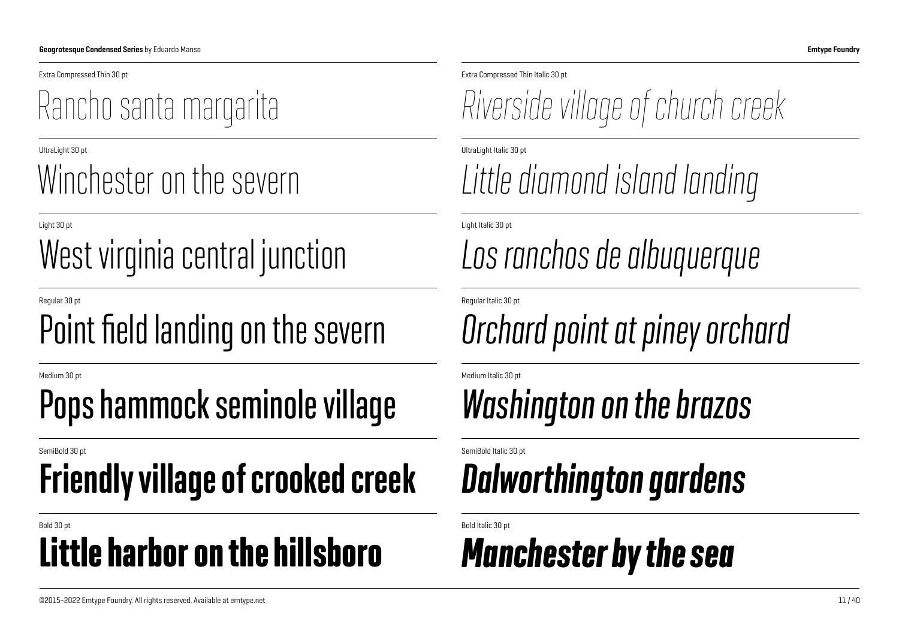Extra Compressed Thin 30 pt

Rancho santa margarita

UltraLight 30 pt

Winchester on the severn

Light 30 pt

West virginia central junction

Regular 30 pt

Point field landing on the severn

Medium 30 pt

Pops hammock seminole village

SemiBold 30 pt

**Friendly village of crooked creek**

Bold 30 pt

**Little harbor on the hillsboro**

Extra Compressed Thin Italic 30 pt

*Riverside village of church creek*

UltraLight Italic 30 pt

*Little diamond island landing*

Light Italic 30 pt

*Los ranchos de albuquerque*

Regular Italic 30 pt

*Orchard point at piney orchard*

Medium Italic 30 pt

*Washington on the brazos*

SemiBold Italic 30 pt

***Dalworthington gardens***

Bold Italic 30 pt

***Manchester by the sea***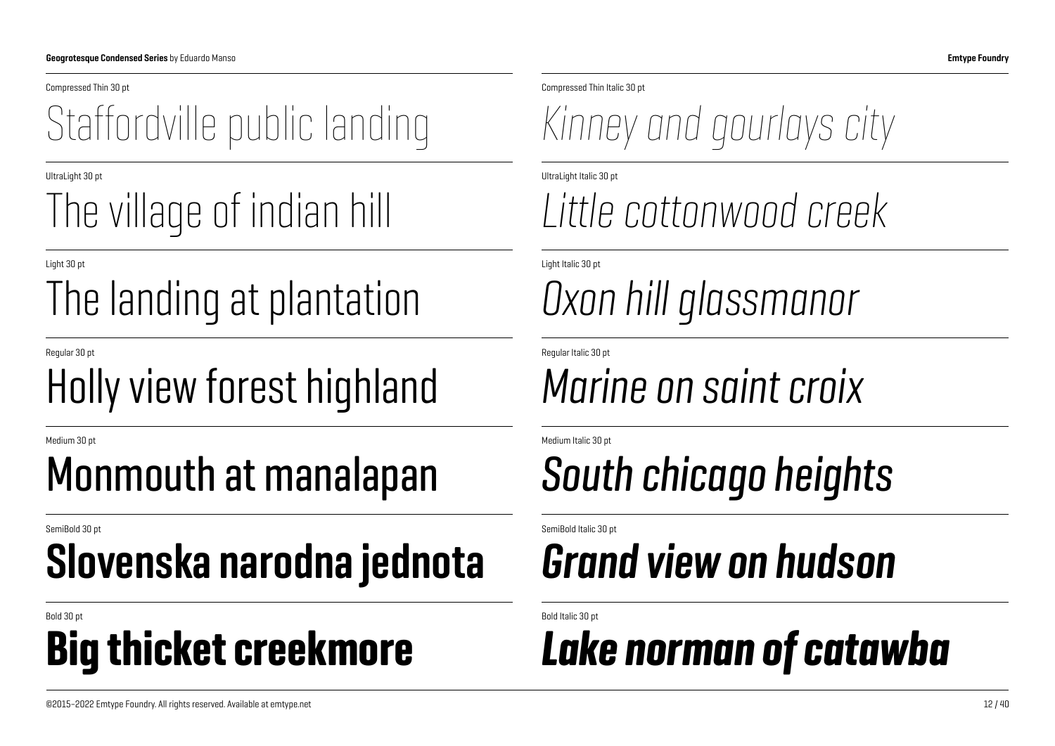Compressed Thin 30 pt

Staffordville public landing

UltraLight 30 pt

The village of indian hill

Light 30 pt

The landing at plantation

Regular 30 pt

Holly view forest highland

Medium 30 pt

Monmouth at manalapan

SemiBold 30 pt

**Slovenska narodna jednota**

Bold 30 pt

**Big thicket creekmore**

Compressed Thin Italic 30 pt

*Kinney and gourlays city*

UltraLight Italic 30 pt

*Little cottonwood creek*

Light Italic 30 pt

*Oxon hill glassmanor*

Regular Italic 30 pt

*Marine on saint croix*

Medium Italic 30 pt

*South chicago heights*

SemiBold Italic 30 pt

***Grand view on hudson***

Bold Italic 30 pt

***Lake norman of catawba***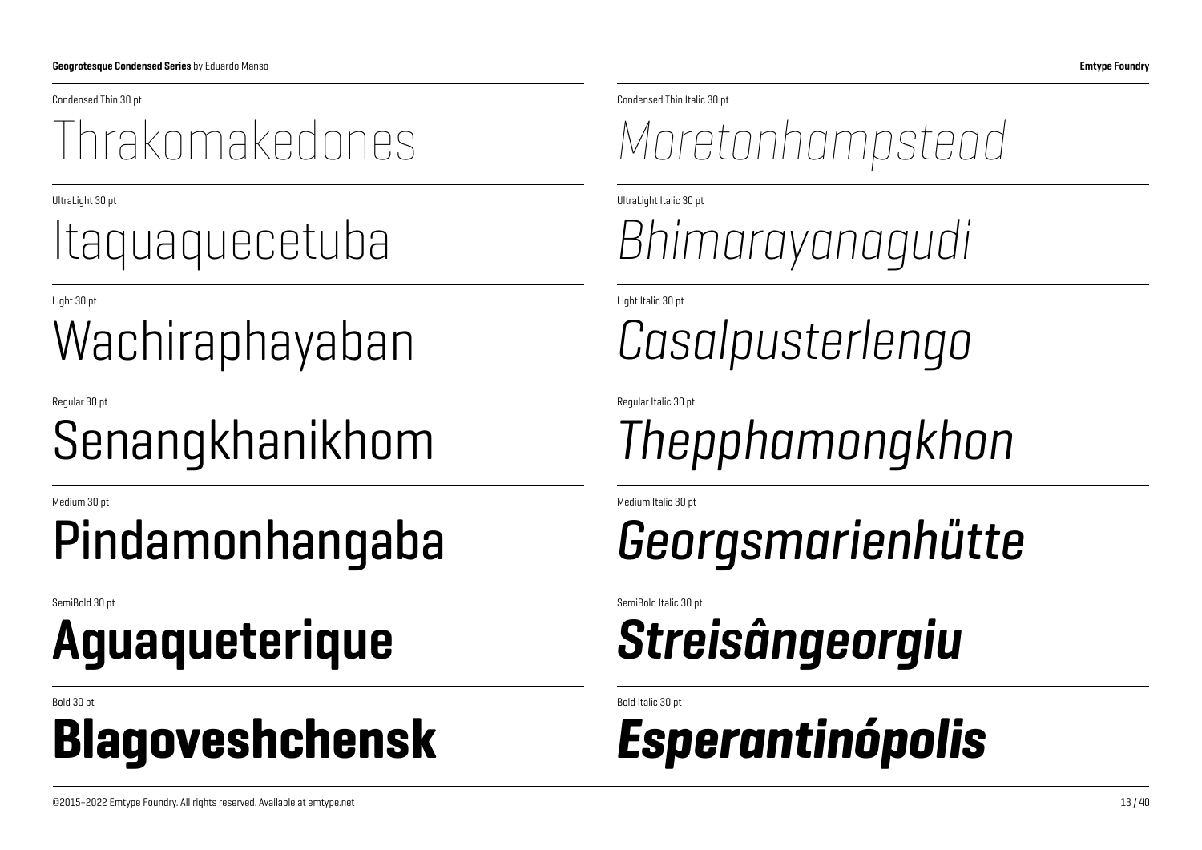Condensed Thin 30 pt

Thrakomakedones

UltraLight 30 pt

Itaquaquecetuba

Light 30 pt

Wachiraphayaban

Regular 30 pt

Senangkhanikhom

Medium 30 pt

Pindamonhangaba

SemiBold 30 pt

**Aguaqueterique**

Bold 30 pt

**Blagoveshchensk**

Condensed Thin Italic 30 pt

*Moretonhampstead*

UltraLight Italic 30 pt

*Bhimarayanagudi*

Light Italic 30 pt

*Casalpusterlengo*

Regular Italic 30 pt

*Thepphamongkhon*

Medium Italic 30 pt

*Georgsmarienhütte*

SemiBold Italic 30 pt

***Streisângeorgiu***

Bold Italic 30 pt

***Esperantinópolis***

©2015–2022 Emtype Foundry. All rights reserved. Available at emtype.net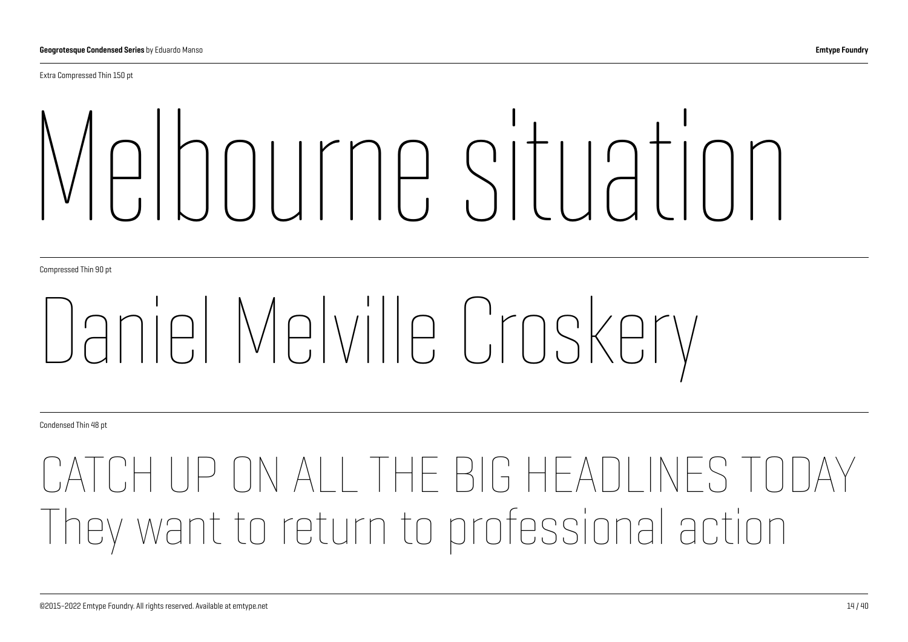Extra Compressed Thin 150 pt

# Melbourne situation

Compressed Thin 90 pt

# Daniel Melville Croskery

Condensed Thin 48 pt

## CATCH UP ON ALL THE BIG HEADLINES TODAY
## They want to return to professional action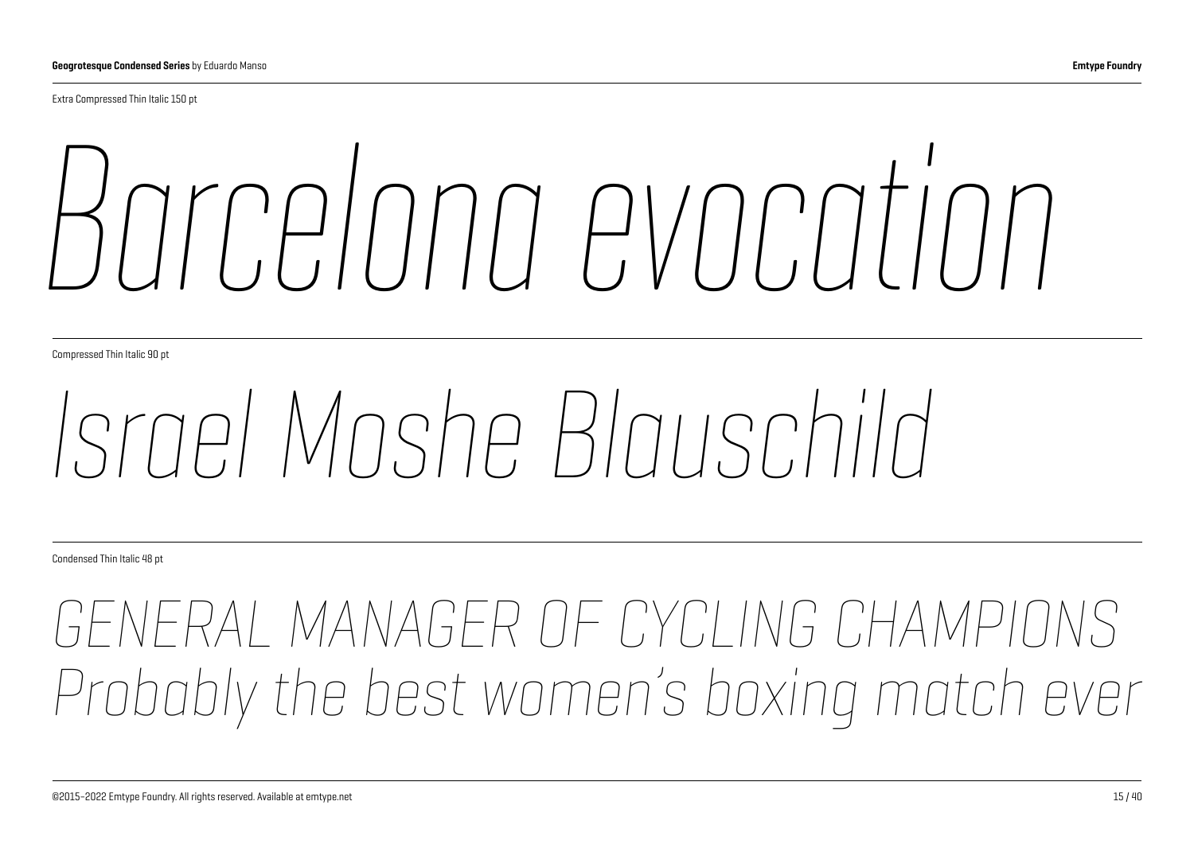Extra Compressed Thin Italic 150 pt

*Barcelona evocation*

Compressed Thin Italic 90 pt

*Israel Moshe Blauschild*

Condensed Thin Italic 48 pt

*GENERAL MANAGER OF CYCLING CHAMPIONS*
*Probably the best women's boxing match ever*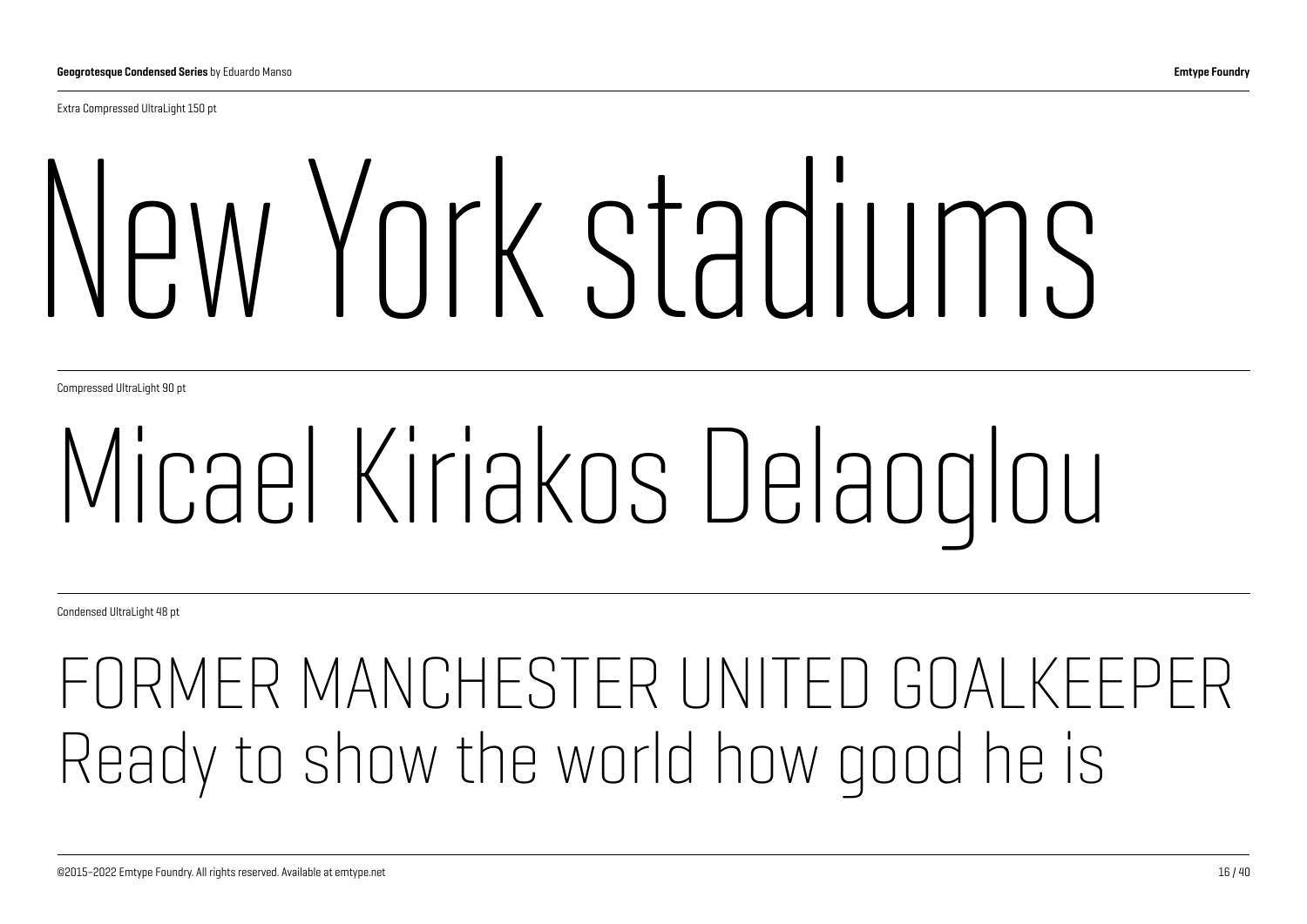Extra Compressed UltraLight 150 pt

# New York stadiums

Compressed UltraLight 90 pt

# Micael Kiriakos Delaoglou

Condensed UltraLight 48 pt

## FORMER MANCHESTER UNITED GOALKEEPER Ready to show the world how good he is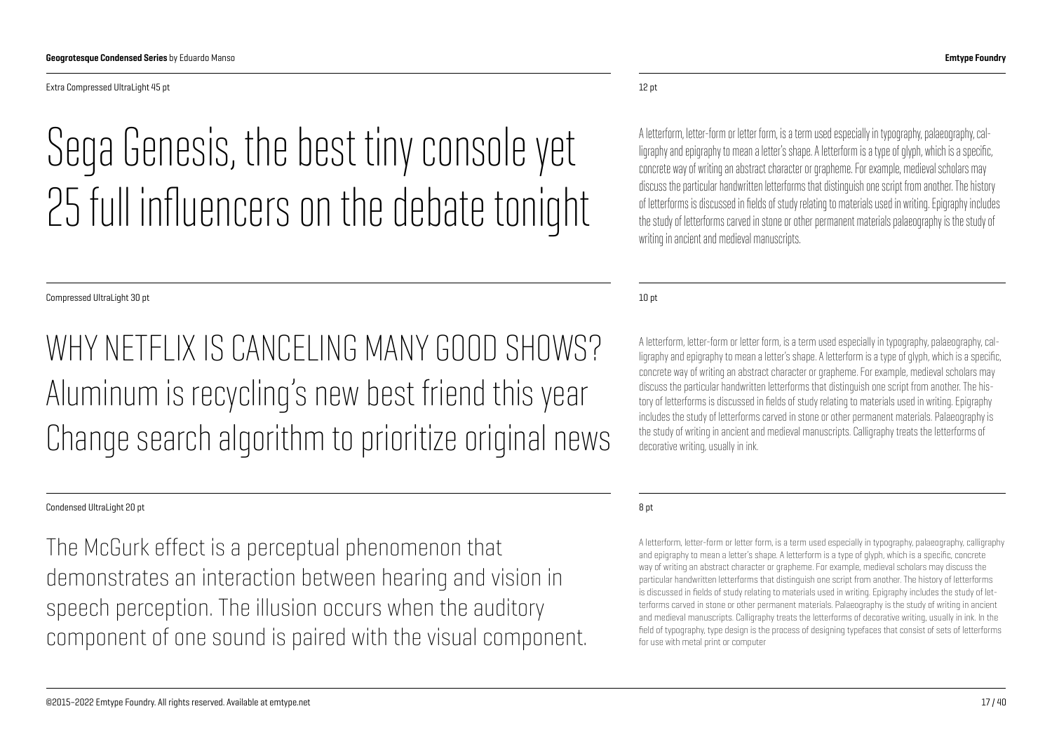Extra Compressed UltraLight 45 pt

Sega Genesis, the best tiny console yet
25 full influencers on the debate tonight

12 pt

A letterform, letter-form or letter form, is a term used especially in typography, palaeography, calligraphy and epigraphy to mean a letter's shape. A letterform is a type of glyph, which is a specific, concrete way of writing an abstract character or grapheme. For example, medieval scholars may discuss the particular handwritten letterforms that distinguish one script from another. The history of letterforms is discussed in fields of study relating to materials used in writing. Epigraphy includes the study of letterforms carved in stone or other permanent materials palaeography is the study of writing in ancient and medieval manuscripts.

Compressed UltraLight 30 pt

WHY NETFLIX IS CANCELING MANY GOOD SHOWS?
Aluminum is recycling's new best friend this year
Change search algorithm to prioritize original news

10 pt

A letterform, letter-form or letter form, is a term used especially in typography, palaeography, calligraphy and epigraphy to mean a letter's shape. A letterform is a type of glyph, which is a specific, concrete way of writing an abstract character or grapheme. For example, medieval scholars may discuss the particular handwritten letterforms that distinguish one script from another. The history of letterforms is discussed in fields of study relating to materials used in writing. Epigraphy includes the study of letterforms carved in stone or other permanent materials. Palaeography is the study of writing in ancient and medieval manuscripts. Calligraphy treats the letterforms of decorative writing, usually in ink.

Condensed UltraLight 20 pt

The McGurk effect is a perceptual phenomenon that demonstrates an interaction between hearing and vision in speech perception. The illusion occurs when the auditory component of one sound is paired with the visual component.

8 pt

A letterform, letter-form or letter form, is a term used especially in typography, palaeography, calligraphy and epigraphy to mean a letter's shape. A letterform is a type of glyph, which is a specific, concrete way of writing an abstract character or grapheme. For example, medieval scholars may discuss the particular handwritten letterforms that distinguish one script from another. The history of letterforms is discussed in fields of study relating to materials used in writing. Epigraphy includes the study of letterforms carved in stone or other permanent materials. Palaeography is the study of writing in ancient and medieval manuscripts. Calligraphy treats the letterforms of decorative writing, usually in ink. In the field of typography, type design is the process of designing typefaces that consist of sets of letterforms for use with metal print or computer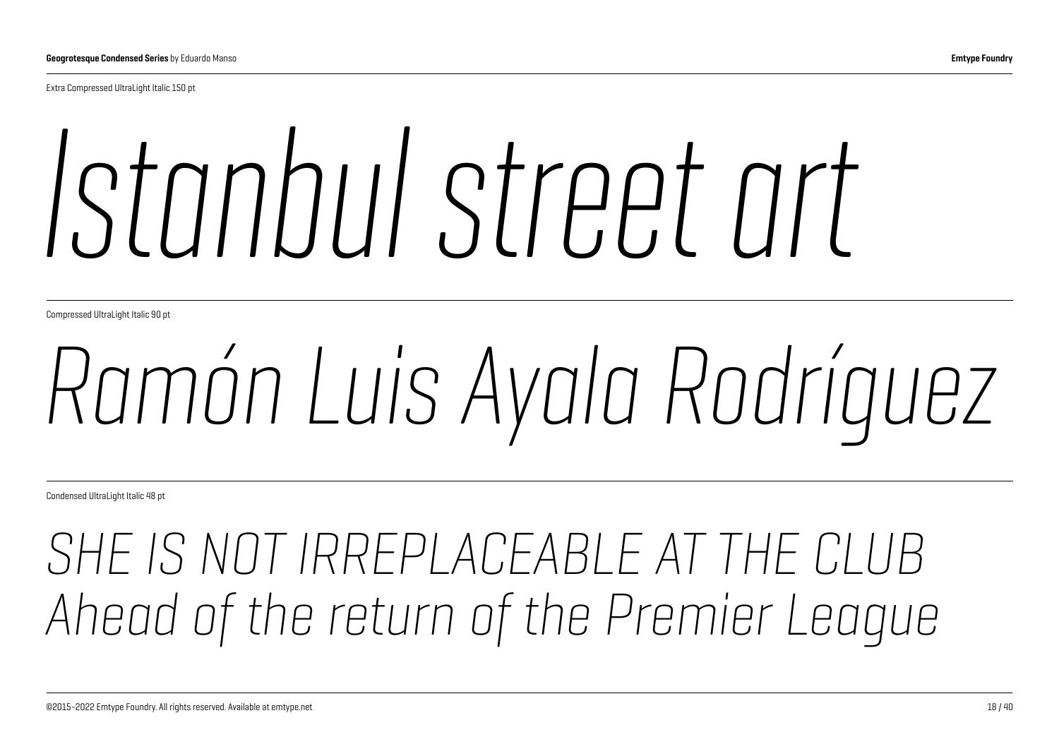Extra Compressed UltraLight Italic 150 pt

*Istanbul street art*

Compressed UltraLight Italic 90 pt

*Ramón Luis Ayala Rodríguez*

Condensed UltraLight Italic 48 pt

*SHE IS NOT IRREPLACEABLE AT THE CLUB*
*Ahead of the return of the Premier League*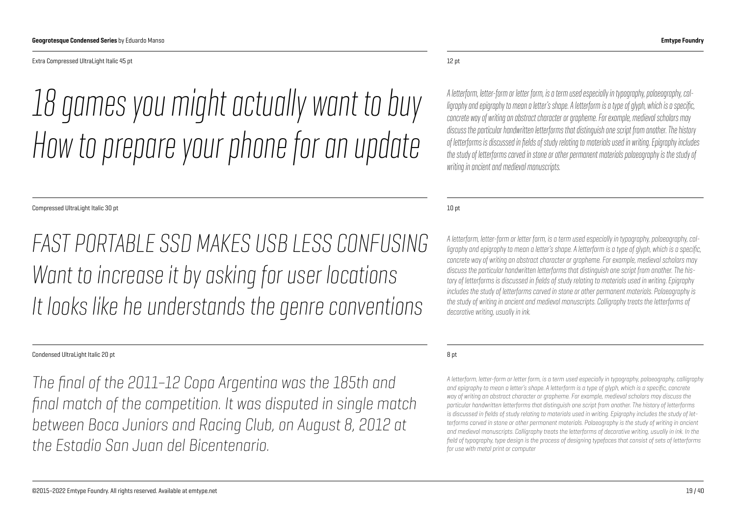Extra Compressed UltraLight Italic 45 pt

*18 games you might actually want to buy*
*How to prepare your phone for an update*

12 pt

*A letterform, letter-form or letter form, is a term used especially in typography, palaeography, calligraphy and epigraphy to mean a letter's shape. A letterform is a type of glyph, which is a specific, concrete way of writing an abstract character or grapheme. For example, medieval scholars may discuss the particular handwritten letterforms that distinguish one script from another. The history of letterforms is discussed in fields of study relating to materials used in writing. Epigraphy includes the study of letterforms carved in stone or other permanent materials palaeography is the study of writing in ancient and medieval manuscripts.*

Compressed UltraLight Italic 30 pt

*FAST PORTABLE SSD MAKES USB LESS CONFUSING*
*Want to increase it by asking for user locations*
*It looks like he understands the genre conventions*

10 pt

*A letterform, letter-form or letter form, is a term used especially in typography, palaeography, calligraphy and epigraphy to mean a letter's shape. A letterform is a type of glyph, which is a specific, concrete way of writing an abstract character or grapheme. For example, medieval scholars may discuss the particular handwritten letterforms that distinguish one script from another. The history of letterforms is discussed in fields of study relating to materials used in writing. Epigraphy includes the study of letterforms carved in stone or other permanent materials. Palaeography is the study of writing in ancient and medieval manuscripts. Calligraphy treats the letterforms of decorative writing, usually in ink.*

Condensed UltraLight Italic 20 pt

*The final of the 2011–12 Copa Argentina was the 185th and final match of the competition. It was disputed in single match between Boca Juniors and Racing Club, on August 8, 2012 at the Estadio San Juan del Bicentenario.*

8 pt

*A letterform, letter-form or letter form, is a term used especially in typography, palaeography, calligraphy and epigraphy to mean a letter's shape. A letterform is a type of glyph, which is a specific, concrete way of writing an abstract character or grapheme. For example, medieval scholars may discuss the particular handwritten letterforms that distinguish one script from another. The history of letterforms is discussed in fields of study relating to materials used in writing. Epigraphy includes the study of letterforms carved in stone or other permanent materials. Palaeography is the study of writing in ancient and medieval manuscripts. Calligraphy treats the letterforms of decorative writing, usually in ink. In the field of typography, type design is the process of designing typefaces that consist of sets of letterforms for use with metal print or computer*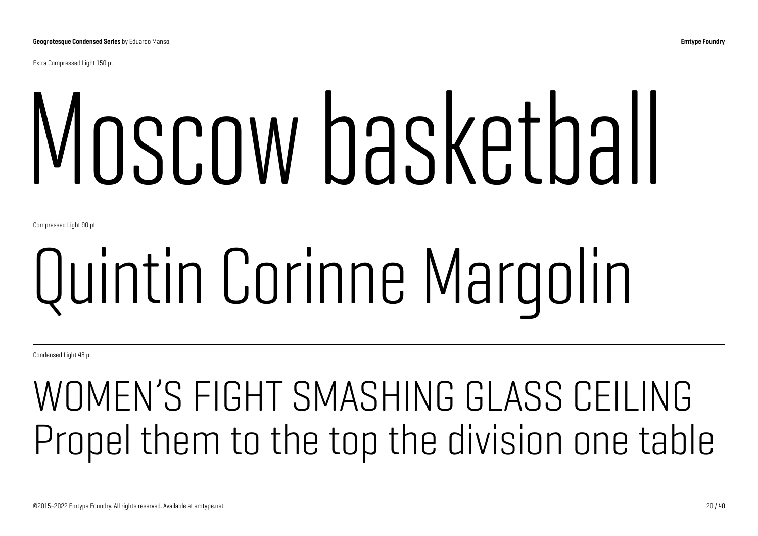Extra Compressed Light 150 pt

# Moscow basketball

Compressed Light 90 pt

# Quintin Corinne Margolin

Condensed Light 48 pt

## WOMEN’S FIGHT SMASHING GLASS CEILING Propel them to the top the division one table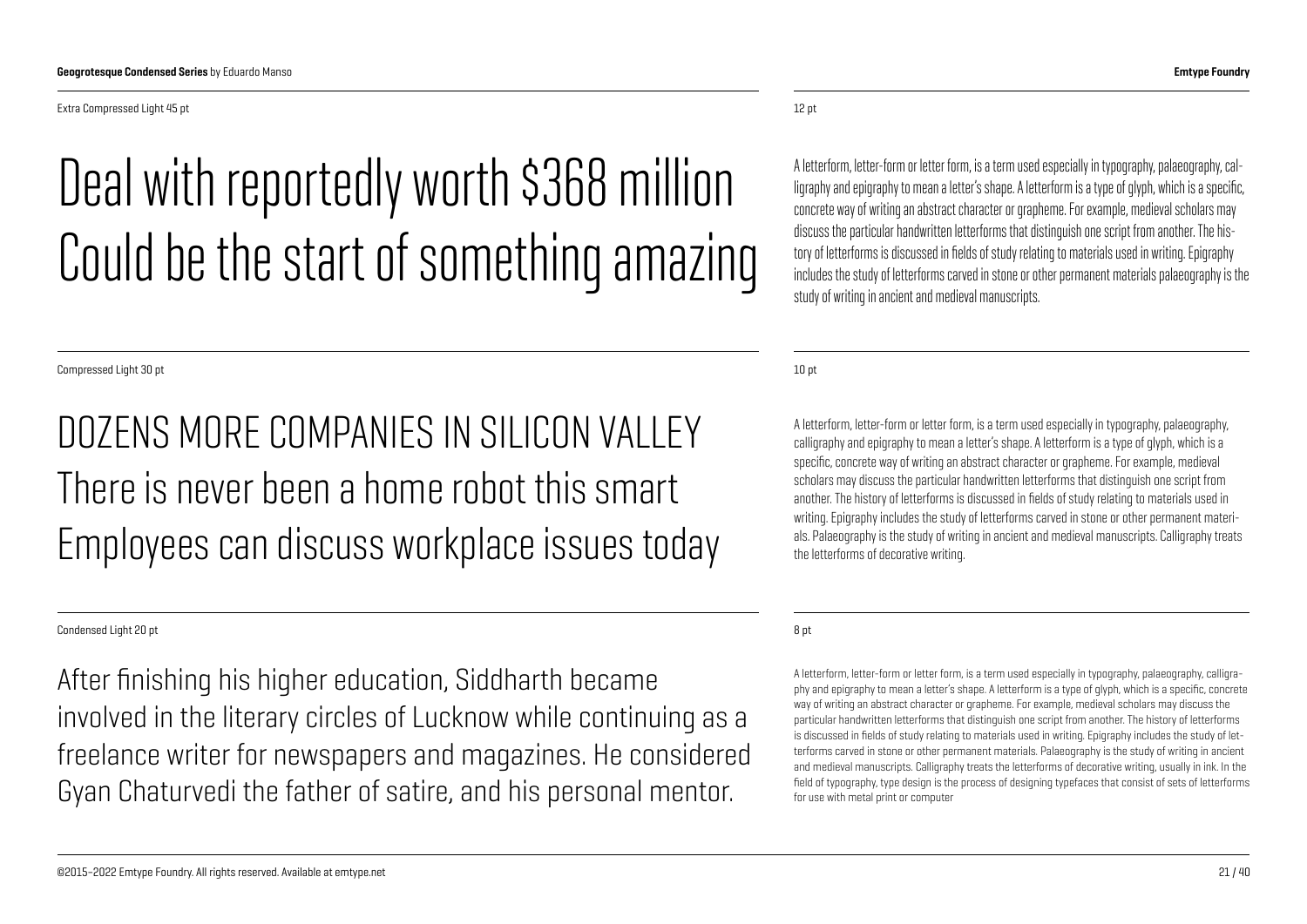Extra Compressed Light 45 pt

# Deal with reportedly worth $368 million Could be the start of something amazing

Compressed Light 30 pt

## DOZENS MORE COMPANIES IN SILICON VALLEY There is never been a home robot this smart Employees can discuss workplace issues today

Condensed Light 20 pt

After finishing his higher education, Siddharth became involved in the literary circles of Lucknow while continuing as a freelance writer for newspapers and magazines. He considered Gyan Chaturvedi the father of satire, and his personal mentor.

12 pt

A letterform, letter-form or letter form, is a term used especially in typography, palaeography, calligraphy and epigraphy to mean a letter's shape. A letterform is a type of glyph, which is a specific, concrete way of writing an abstract character or grapheme. For example, medieval scholars may discuss the particular handwritten letterforms that distinguish one script from another. The history of letterforms is discussed in fields of study relating to materials used in writing. Epigraphy includes the study of letterforms carved in stone or other permanent materials palaeography is the study of writing in ancient and medieval manuscripts.

10 pt

A letterform, letter-form or letter form, is a term used especially in typography, palaeography, calligraphy and epigraphy to mean a letter's shape. A letterform is a type of glyph, which is a specific, concrete way of writing an abstract character or grapheme. For example, medieval scholars may discuss the particular handwritten letterforms that distinguish one script from another. The history of letterforms is discussed in fields of study relating to materials used in writing. Epigraphy includes the study of letterforms carved in stone or other permanent materials. Palaeography is the study of writing in ancient and medieval manuscripts. Calligraphy treats the letterforms of decorative writing.

8 pt

A letterform, letter-form or letter form, is a term used especially in typography, palaeography, calligraphy and epigraphy to mean a letter's shape. A letterform is a type of glyph, which is a specific, concrete way of writing an abstract character or grapheme. For example, medieval scholars may discuss the particular handwritten letterforms that distinguish one script from another. The history of letterforms is discussed in fields of study relating to materials used in writing. Epigraphy includes the study of letterforms carved in stone or other permanent materials. Palaeography is the study of writing in ancient and medieval manuscripts. Calligraphy treats the letterforms of decorative writing, usually in ink. In the field of typography, type design is the process of designing typefaces that consist of sets of letterforms for use with metal print or computer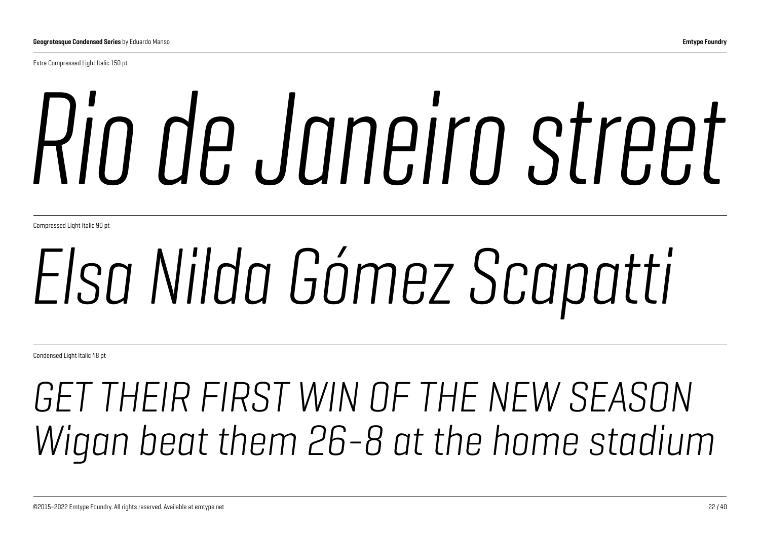Extra Compressed Light Italic 150 pt

*Rio de Janeiro street*

Compressed Light Italic 90 pt

*Elsa Nilda Gómez Scapatti*

Condensed Light Italic 48 pt

*GET THEIR FIRST WIN OF THE NEW SEASON*
*Wigan beat them 26-8 at the home stadium*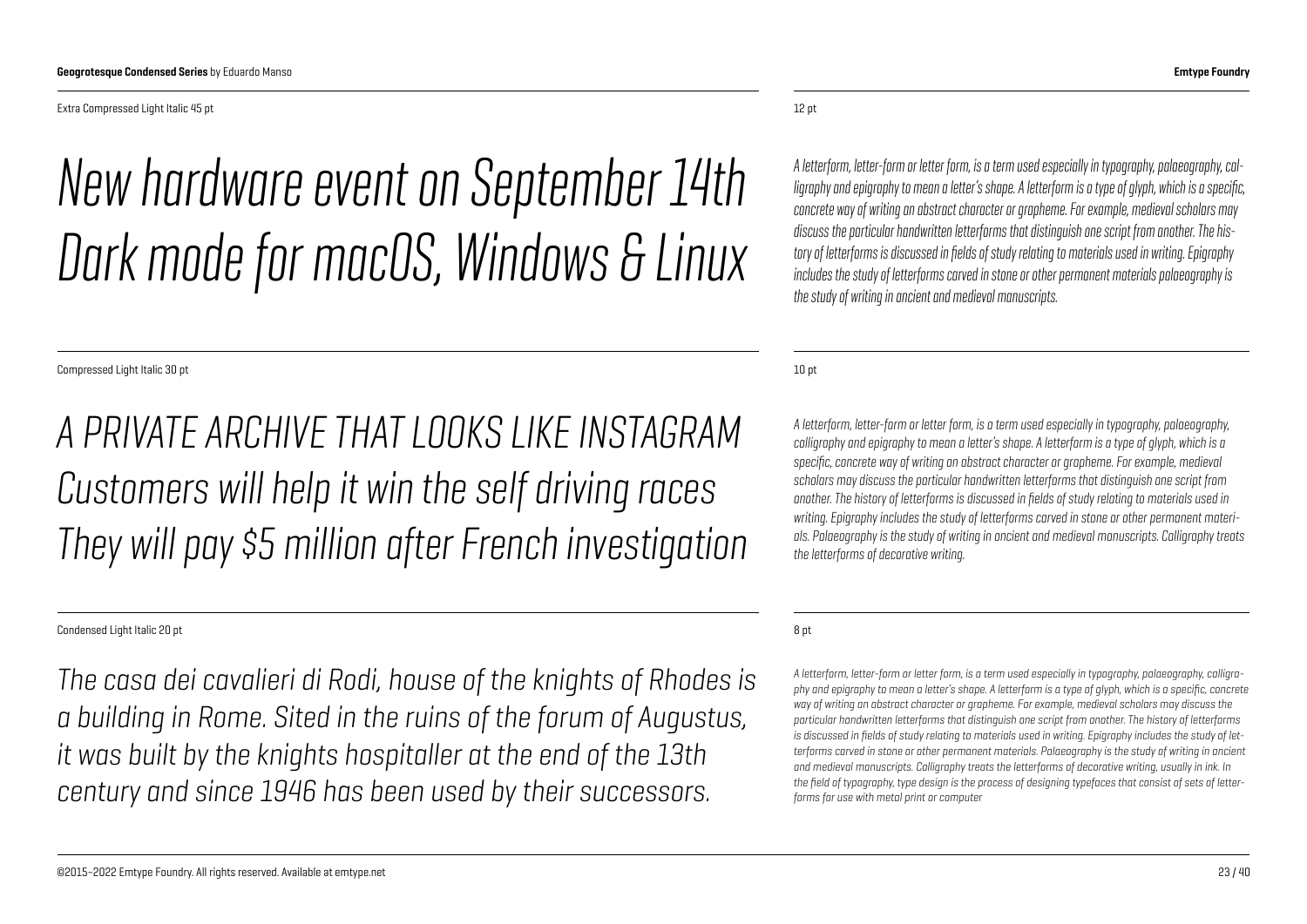Extra Compressed Light Italic 45 pt

*New hardware event on September 14th*
*Dark mode for macOS, Windows & Linux*

Compressed Light Italic 30 pt

*A PRIVATE ARCHIVE THAT LOOKS LIKE INSTAGRAM*
*Customers will help it win the self driving races*
*They will pay $5 million after French investigation*

Condensed Light Italic 20 pt

*The casa dei cavalieri di Rodi, house of the knights of Rhodes is a building in Rome. Sited in the ruins of the forum of Augustus, it was built by the knights hospitaller at the end of the 13th century and since 1946 has been used by their successors.*

12 pt

*A letterform, letter-form or letter form, is a term used especially in typography, palaeography, calligraphy and epigraphy to mean a letter's shape. A letterform is a type of glyph, which is a specific, concrete way of writing an abstract character or grapheme. For example, medieval scholars may discuss the particular handwritten letterforms that distinguish one script from another. The history of letterforms is discussed in fields of study relating to materials used in writing. Epigraphy includes the study of letterforms carved in stone or other permanent materials palaeography is the study of writing in ancient and medieval manuscripts.*

10 pt

*A letterform, letter-form or letter form, is a term used especially in typography, palaeography, calligraphy and epigraphy to mean a letter's shape. A letterform is a type of glyph, which is a specific, concrete way of writing an abstract character or grapheme. For example, medieval scholars may discuss the particular handwritten letterforms that distinguish one script from another. The history of letterforms is discussed in fields of study relating to materials used in writing. Epigraphy includes the study of letterforms carved in stone or other permanent materials. Palaeography is the study of writing in ancient and medieval manuscripts. Calligraphy treats the letterforms of decorative writing.*

8 pt

*A letterform, letter-form or letter form, is a term used especially in typography, palaeography, calligraphy and epigraphy to mean a letter's shape. A letterform is a type of glyph, which is a specific, concrete way of writing an abstract character or grapheme. For example, medieval scholars may discuss the particular handwritten letterforms that distinguish one script from another. The history of letterforms is discussed in fields of study relating to materials used in writing. Epigraphy includes the study of letterforms carved in stone or other permanent materials. Palaeography is the study of writing in ancient and medieval manuscripts. Calligraphy treats the letterforms of decorative writing, usually in ink. In the field of typography, type design is the process of designing typefaces that consist of sets of letterforms for use with metal print or computer*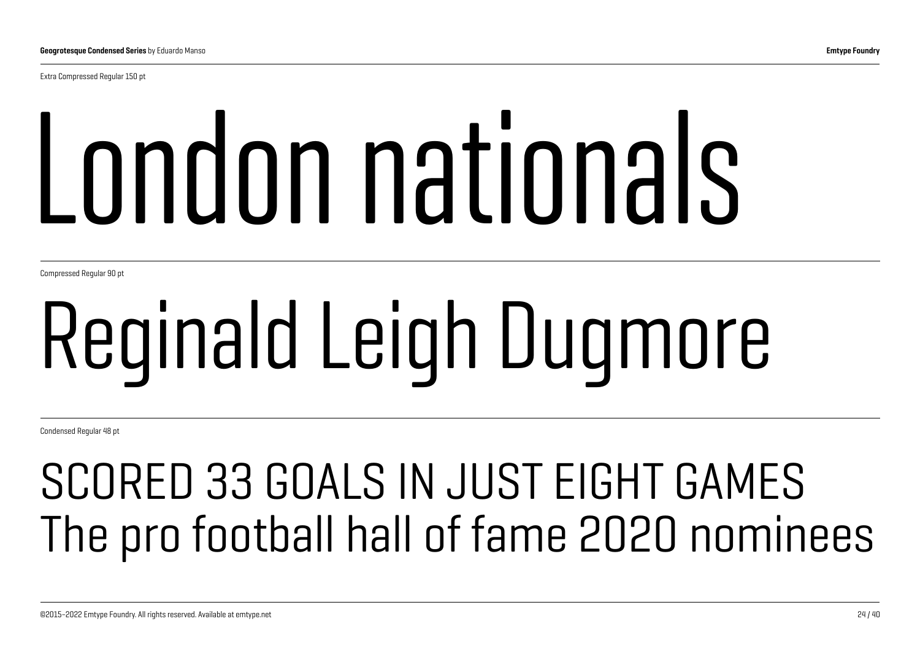Extra Compressed Regular 150 pt

# London nationals

Compressed Regular 90 pt

# Reginald Leigh Dugmore

Condensed Regular 48 pt

## SCORED 33 GOALS IN JUST EIGHT GAMES
## The pro football hall of fame 2020 nominees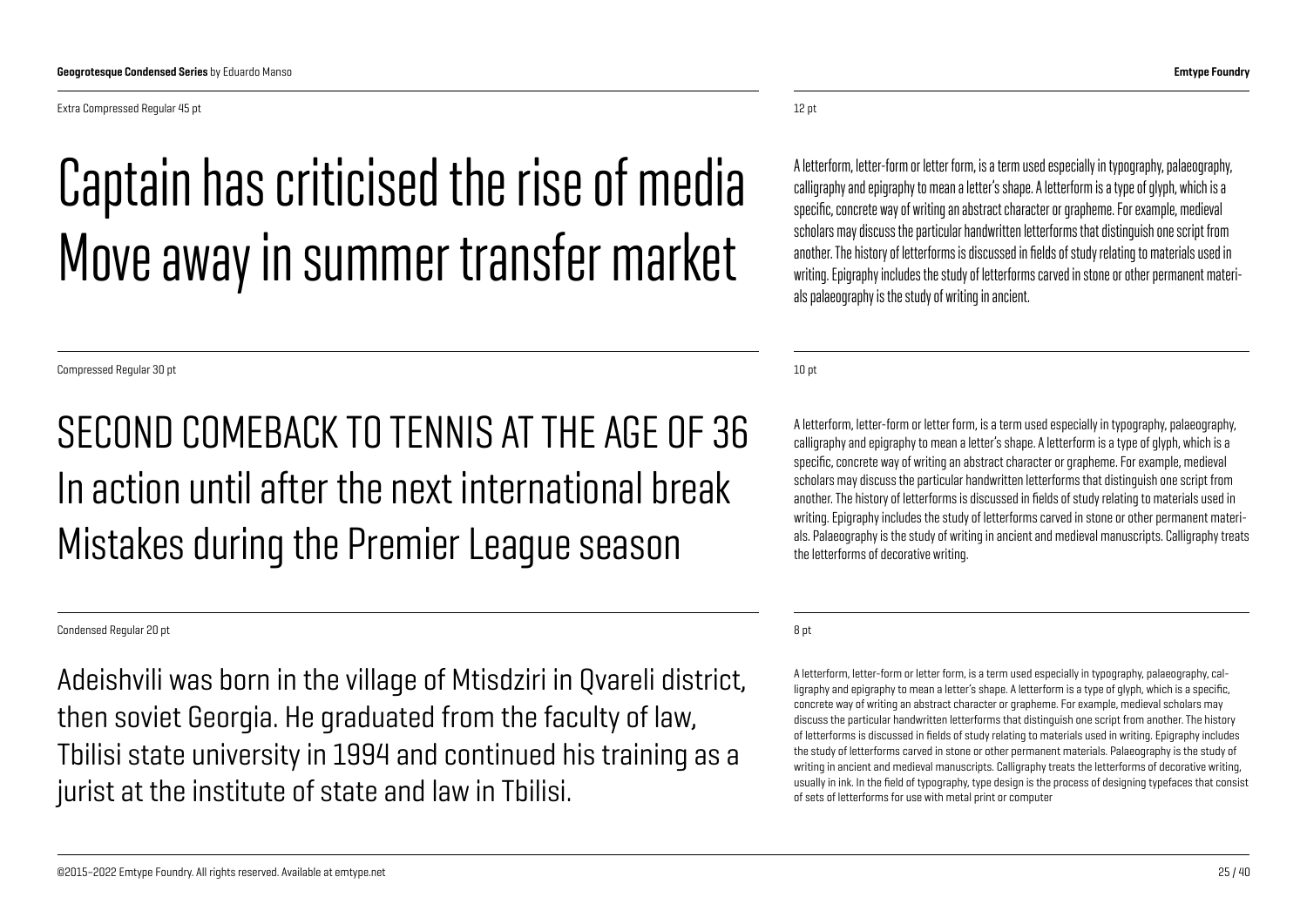Extra Compressed Regular 45 pt

Captain has criticised the rise of media
Move away in summer transfer market

12 pt

A letterform, letter-form or letter form, is a term used especially in typography, palaeography, calligraphy and epigraphy to mean a letter's shape. A letterform is a type of glyph, which is a specific, concrete way of writing an abstract character or grapheme. For example, medieval scholars may discuss the particular handwritten letterforms that distinguish one script from another. The history of letterforms is discussed in fields of study relating to materials used in writing. Epigraphy includes the study of letterforms carved in stone or other permanent materials palaeography is the study of writing in ancient.

Compressed Regular 30 pt

SECOND COMEBACK TO TENNIS AT THE AGE OF 36
In action until after the next international break
Mistakes during the Premier League season

10 pt

A letterform, letter-form or letter form, is a term used especially in typography, palaeography, calligraphy and epigraphy to mean a letter's shape. A letterform is a type of glyph, which is a specific, concrete way of writing an abstract character or grapheme. For example, medieval scholars may discuss the particular handwritten letterforms that distinguish one script from another. The history of letterforms is discussed in fields of study relating to materials used in writing. Epigraphy includes the study of letterforms carved in stone or other permanent materials. Palaeography is the study of writing in ancient and medieval manuscripts. Calligraphy treats the letterforms of decorative writing.

Condensed Regular 20 pt

Adeishvili was born in the village of Mtisdziri in Qvareli district, then soviet Georgia. He graduated from the faculty of law, Tbilisi state university in 1994 and continued his training as a jurist at the institute of state and law in Tbilisi.

8 pt

A letterform, letter-form or letter form, is a term used especially in typography, palaeography, calligraphy and epigraphy to mean a letter's shape. A letterform is a type of glyph, which is a specific, concrete way of writing an abstract character or grapheme. For example, medieval scholars may discuss the particular handwritten letterforms that distinguish one script from another. The history of letterforms is discussed in fields of study relating to materials used in writing. Epigraphy includes the study of letterforms carved in stone or other permanent materials. Palaeography is the study of writing in ancient and medieval manuscripts. Calligraphy treats the letterforms of decorative writing, usually in ink. In the field of typography, type design is the process of designing typefaces that consist of sets of letterforms for use with metal print or computer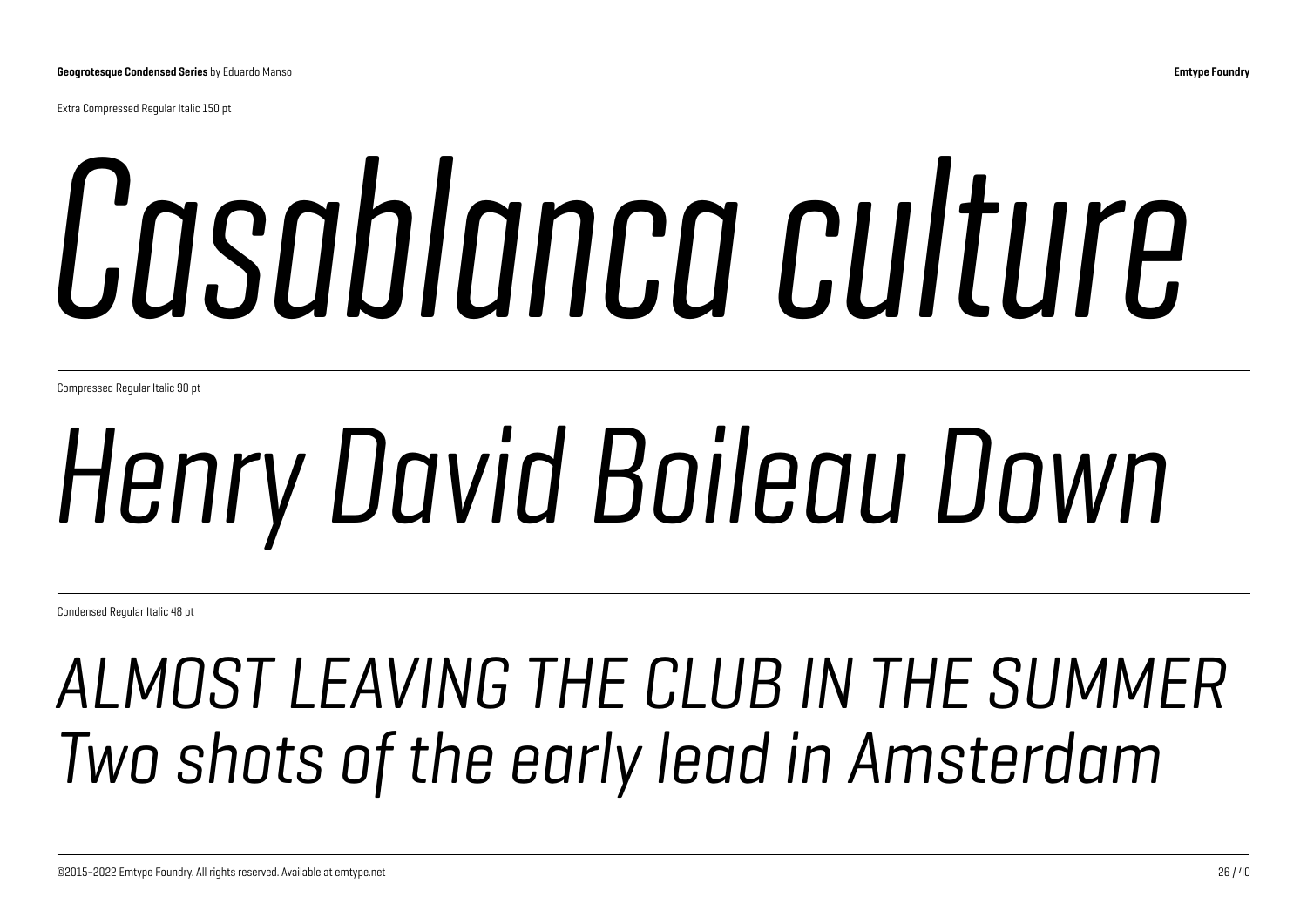Extra Compressed Regular Italic 150 pt

*Casablanca culture*

Compressed Regular Italic 90 pt

*Henry David Boileau Down*

Condensed Regular Italic 48 pt

*ALMOST LEAVING THE CLUB IN THE SUMMER*
*Two shots of the early lead in Amsterdam*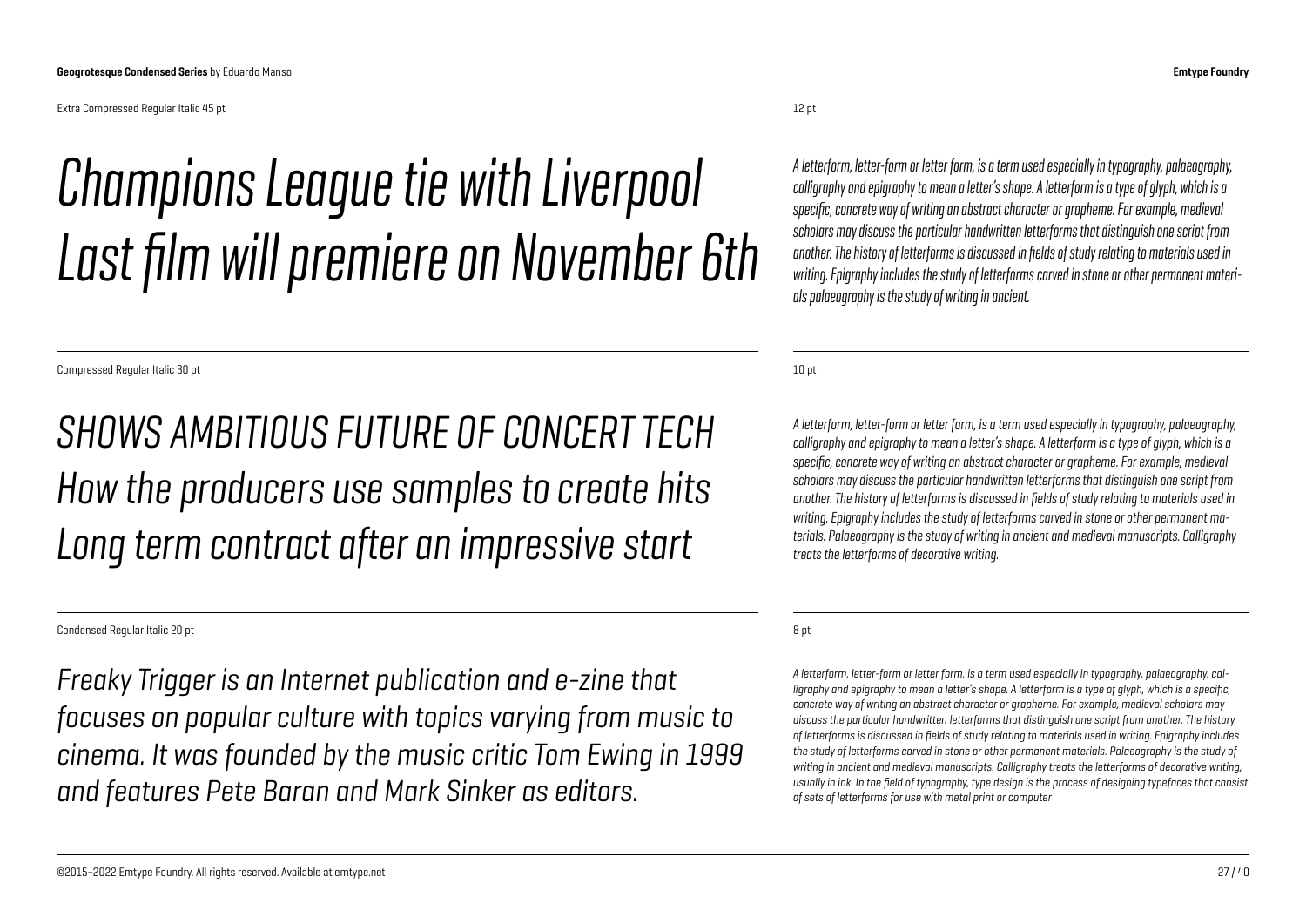Extra Compressed Regular Italic 45 pt

*Champions League tie with Liverpool*
*Last film will premiere on November 6th*

Compressed Regular Italic 30 pt

*SHOWS AMBITIOUS FUTURE OF CONCERT TECH*
*How the producers use samples to create hits*
*Long term contract after an impressive start*

Condensed Regular Italic 20 pt

*Freaky Trigger is an Internet publication and e-zine that focuses on popular culture with topics varying from music to cinema. It was founded by the music critic Tom Ewing in 1999 and features Pete Baran and Mark Sinker as editors.*

12 pt

*A letterform, letter-form or letter form, is a term used especially in typography, palaeography, calligraphy and epigraphy to mean a letter's shape. A letterform is a type of glyph, which is a specific, concrete way of writing an abstract character or grapheme. For example, medieval scholars may discuss the particular handwritten letterforms that distinguish one script from another. The history of letterforms is discussed in fields of study relating to materials used in writing. Epigraphy includes the study of letterforms carved in stone or other permanent materials palaeography is the study of writing in ancient.*

10 pt

*A letterform, letter-form or letter form, is a term used especially in typography, palaeography, calligraphy and epigraphy to mean a letter's shape. A letterform is a type of glyph, which is a specific, concrete way of writing an abstract character or grapheme. For example, medieval scholars may discuss the particular handwritten letterforms that distinguish one script from another. The history of letterforms is discussed in fields of study relating to materials used in writing. Epigraphy includes the study of letterforms carved in stone or other permanent materials. Palaeography is the study of writing in ancient and medieval manuscripts. Calligraphy treats the letterforms of decorative writing.*

8 pt

*A letterform, letter-form or letter form, is a term used especially in typography, palaeography, calligraphy and epigraphy to mean a letter's shape. A letterform is a type of glyph, which is a specific, concrete way of writing an abstract character or grapheme. For example, medieval scholars may discuss the particular handwritten letterforms that distinguish one script from another. The history of letterforms is discussed in fields of study relating to materials used in writing. Epigraphy includes the study of letterforms carved in stone or other permanent materials. Palaeography is the study of writing in ancient and medieval manuscripts. Calligraphy treats the letterforms of decorative writing, usually in ink. In the field of typography, type design is the process of designing typefaces that consist of sets of letterforms for use with metal print or computer*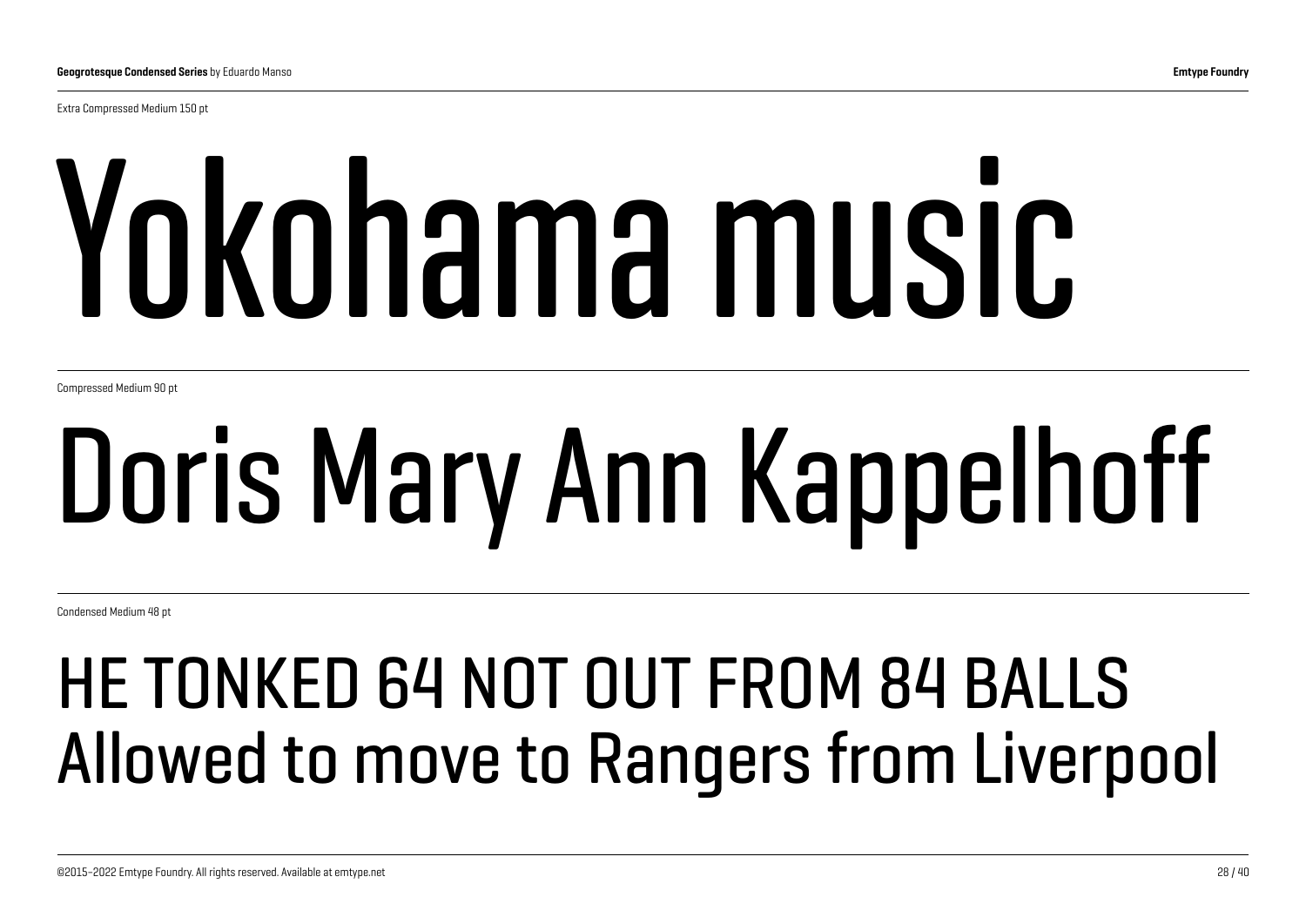Extra Compressed Medium 150 pt

# Yokohama music

Compressed Medium 90 pt

# Doris Mary Ann Kappelhoff

Condensed Medium 48 pt

## HE TONKED 64 NOT OUT FROM 84 BALLS Allowed to move to Rangers from Liverpool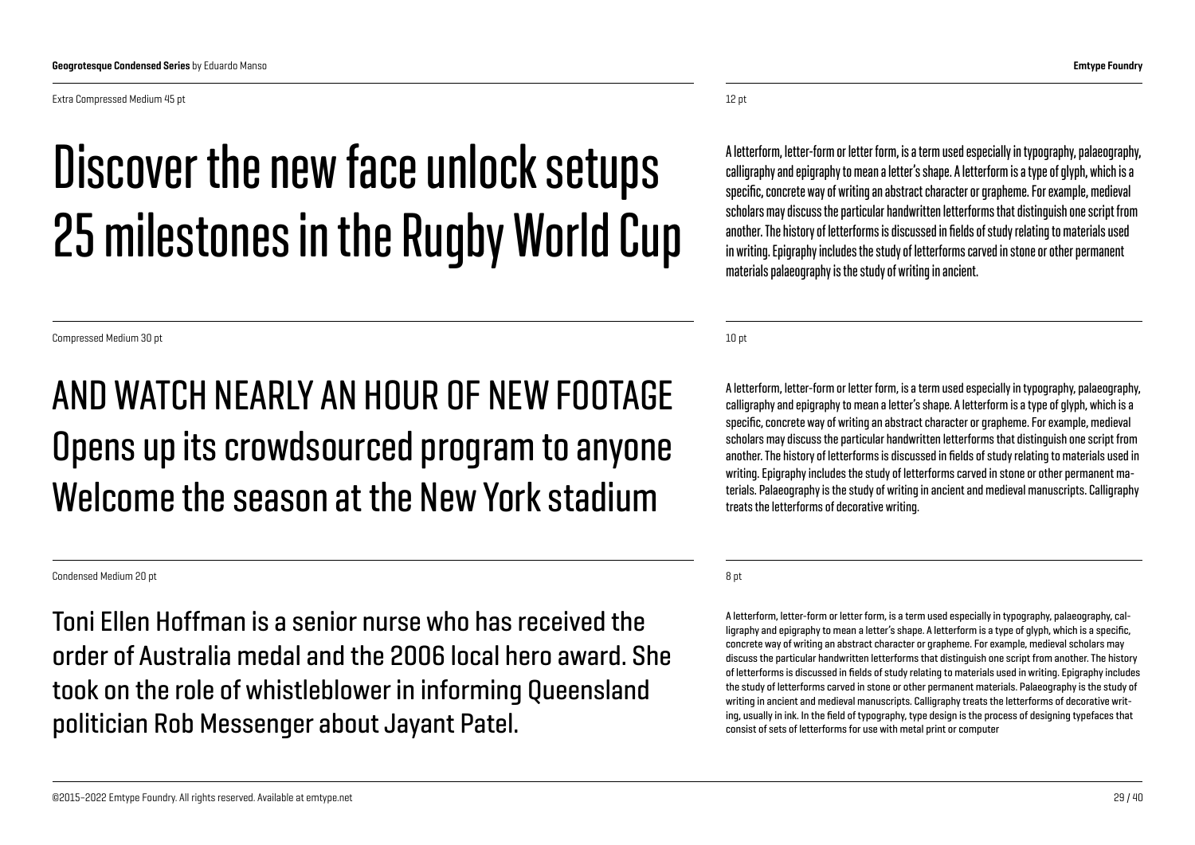Extra Compressed Medium 45 pt

# Discover the new face unlock setups 25 milestones in the Rugby World Cup

12 pt

A letterform, letter-form or letter form, is a term used especially in typography, palaeography, calligraphy and epigraphy to mean a letter's shape. A letterform is a type of glyph, which is a specific, concrete way of writing an abstract character or grapheme. For example, medieval scholars may discuss the particular handwritten letterforms that distinguish one script from another. The history of letterforms is discussed in fields of study relating to materials used in writing. Epigraphy includes the study of letterforms carved in stone or other permanent materials palaeography is the study of writing in ancient.

Compressed Medium 30 pt

## AND WATCH NEARLY AN HOUR OF NEW FOOTAGE Opens up its crowdsourced program to anyone Welcome the season at the New York stadium

10 pt

A letterform, letter-form or letter form, is a term used especially in typography, palaeography, calligraphy and epigraphy to mean a letter's shape. A letterform is a type of glyph, which is a specific, concrete way of writing an abstract character or grapheme. For example, medieval scholars may discuss the particular handwritten letterforms that distinguish one script from another. The history of letterforms is discussed in fields of study relating to materials used in writing. Epigraphy includes the study of letterforms carved in stone or other permanent materials. Palaeography is the study of writing in ancient and medieval manuscripts. Calligraphy treats the letterforms of decorative writing.

Condensed Medium 20 pt

### Toni Ellen Hoffman is a senior nurse who has received the order of Australia medal and the 2006 local hero award. She took on the role of whistleblower in informing Queensland politician Rob Messenger about Jayant Patel.

8 pt

A letterform, letter-form or letter form, is a term used especially in typography, palaeography, calligraphy and epigraphy to mean a letter's shape. A letterform is a type of glyph, which is a specific, concrete way of writing an abstract character or grapheme. For example, medieval scholars may discuss the particular handwritten letterforms that distinguish one script from another. The history of letterforms is discussed in fields of study relating to materials used in writing. Epigraphy includes the study of letterforms carved in stone or other permanent materials. Palaeography is the study of writing in ancient and medieval manuscripts. Calligraphy treats the letterforms of decorative writing, usually in ink. In the field of typography, type design is the process of designing typefaces that consist of sets of letterforms for use with metal print or computer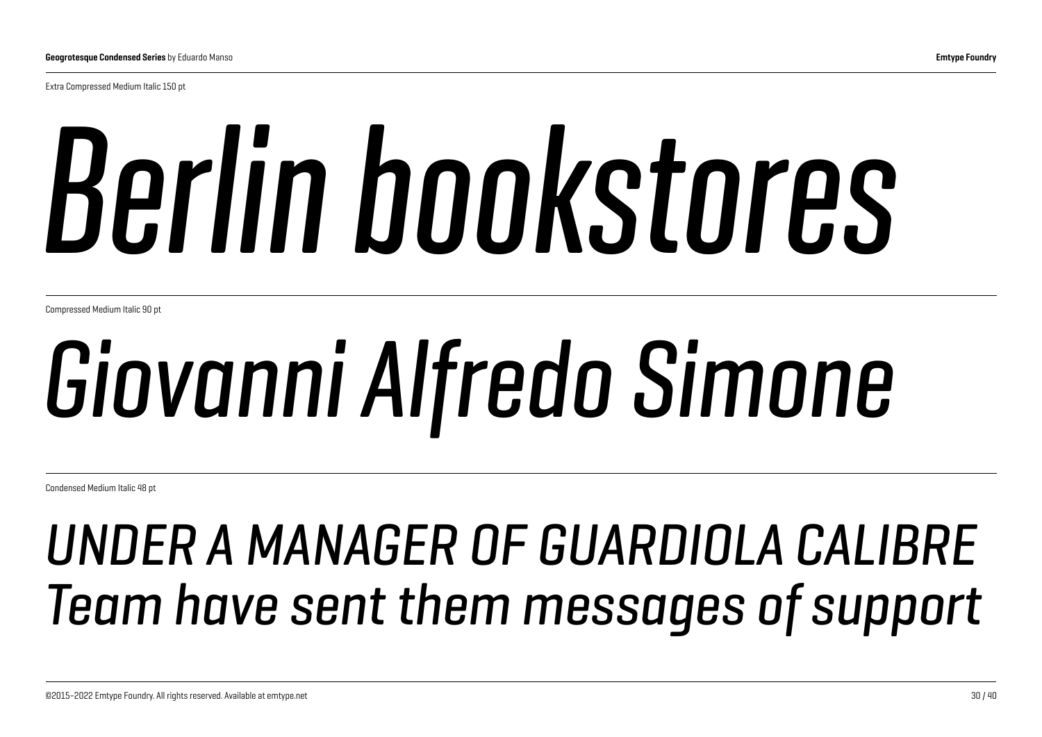Extra Compressed Medium Italic 150 pt

*Berlin bookstores*

Compressed Medium Italic 90 pt

*Giovanni Alfredo Simone*

Condensed Medium Italic 48 pt

*UNDER A MANAGER OF GUARDIOLA CALIBRE*
*Team have sent them messages of support*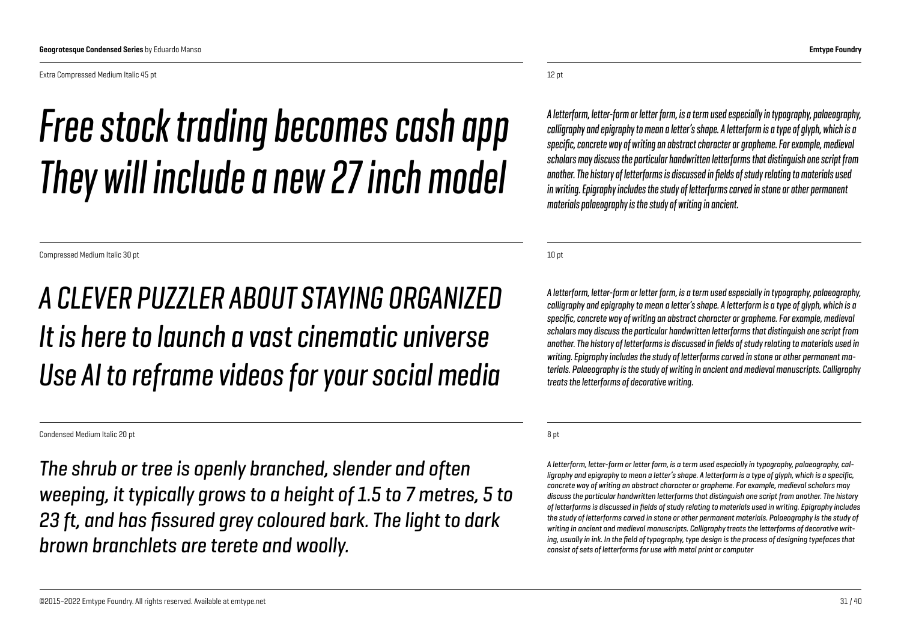Extra Compressed Medium Italic 45 pt

*Free stock trading becomes cash app*
*They will include a new 27 inch model*

Compressed Medium Italic 30 pt

*A CLEVER PUZZLER ABOUT STAYING ORGANIZED*
*It is here to launch a vast cinematic universe*
*Use AI to reframe videos for your social media*

Condensed Medium Italic 20 pt

*The shrub or tree is openly branched, slender and often weeping, it typically grows to a height of 1.5 to 7 metres, 5 to 23 ft, and has fissured grey coloured bark. The light to dark brown branchlets are terete and woolly.*

12 pt

*A letterform, letter-form or letter form, is a term used especially in typography, palaeography, calligraphy and epigraphy to mean a letter's shape. A letterform is a type of glyph, which is a specific, concrete way of writing an abstract character or grapheme. For example, medieval scholars may discuss the particular handwritten letterforms that distinguish one script from another. The history of letterforms is discussed in fields of study relating to materials used in writing. Epigraphy includes the study of letterforms carved in stone or other permanent materials palaeography is the study of writing in ancient.*

10 pt

*A letterform, letter-form or letter form, is a term used especially in typography, palaeography, calligraphy and epigraphy to mean a letter's shape. A letterform is a type of glyph, which is a specific, concrete way of writing an abstract character or grapheme. For example, medieval scholars may discuss the particular handwritten letterforms that distinguish one script from another. The history of letterforms is discussed in fields of study relating to materials used in writing. Epigraphy includes the study of letterforms carved in stone or other permanent materials. Palaeography is the study of writing in ancient and medieval manuscripts. Calligraphy treats the letterforms of decorative writing.*

8 pt

*A letterform, letter-form or letter form, is a term used especially in typography, palaeography, calligraphy and epigraphy to mean a letter's shape. A letterform is a type of glyph, which is a specific, concrete way of writing an abstract character or grapheme. For example, medieval scholars may discuss the particular handwritten letterforms that distinguish one script from another. The history of letterforms is discussed in fields of study relating to materials used in writing. Epigraphy includes the study of letterforms carved in stone or other permanent materials. Palaeography is the study of writing in ancient and medieval manuscripts. Calligraphy treats the letterforms of decorative writing, usually in ink. In the field of typography, type design is the process of designing typefaces that consist of sets of letterforms for use with metal print or computer*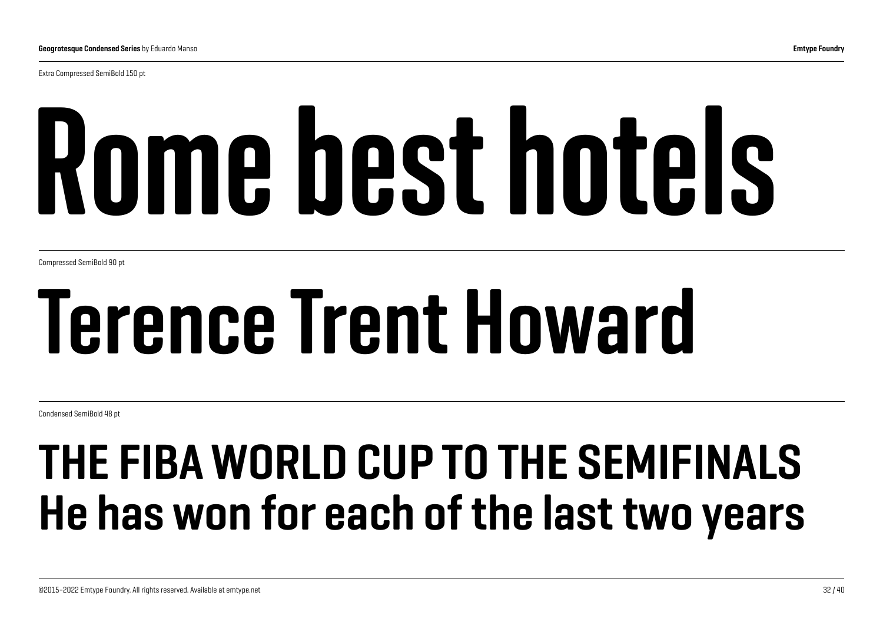Extra Compressed SemiBold 150 pt

# Rome best hotels

Compressed SemiBold 90 pt

# Terence Trent Howard

Condensed SemiBold 48 pt

## THE FIBA WORLD CUP TO THE SEMIFINALS
## He has won for each of the last two years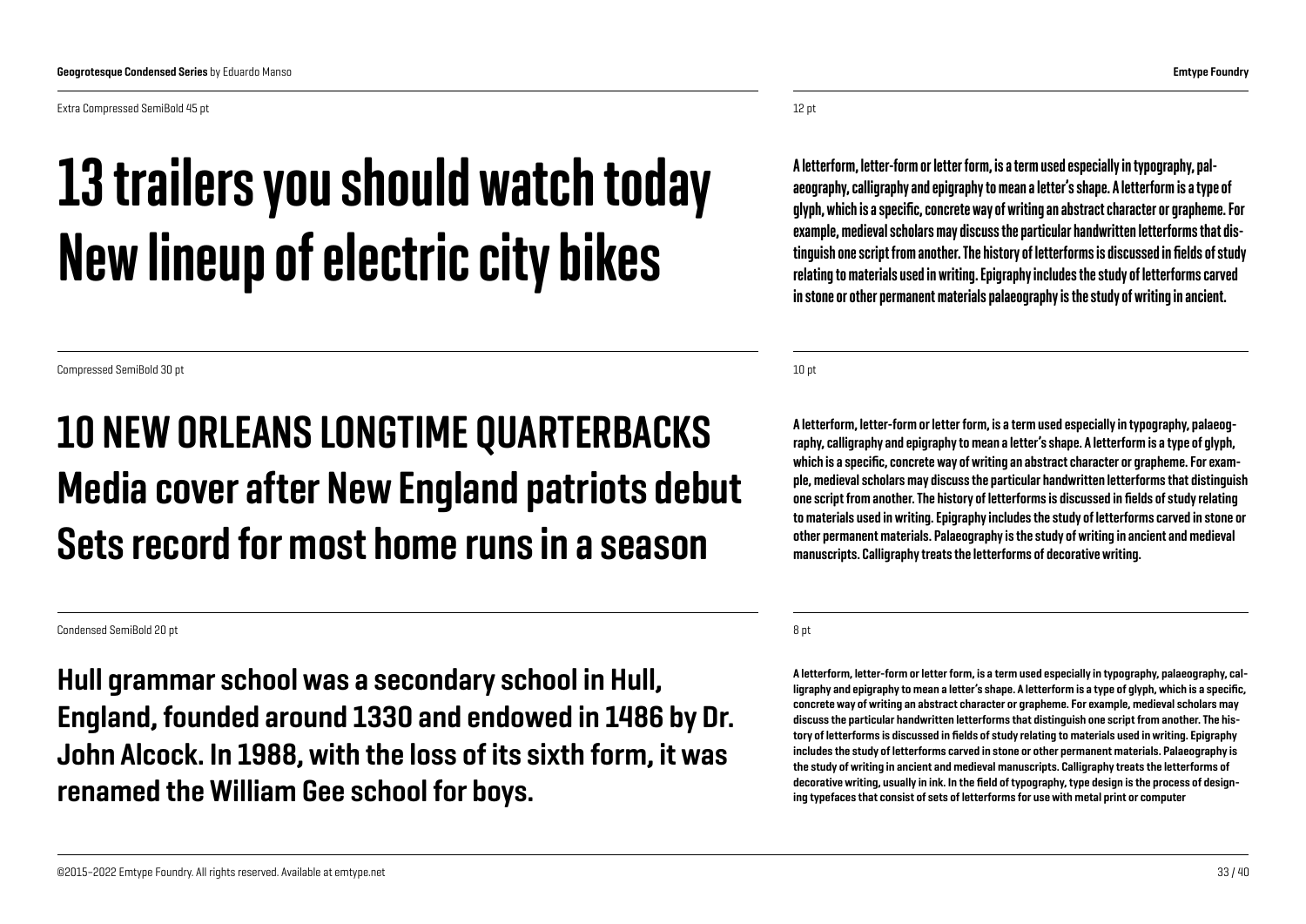Extra Compressed SemiBold 45 pt

# 13 trailers you should watch today New lineup of electric city bikes

12 pt

A letterform, letter-form or letter form, is a term used especially in typography, palaeography, calligraphy and epigraphy to mean a letter's shape. A letterform is a type of glyph, which is a specific, concrete way of writing an abstract character or grapheme. For example, medieval scholars may discuss the particular handwritten letterforms that distinguish one script from another. The history of letterforms is discussed in fields of study relating to materials used in writing. Epigraphy includes the study of letterforms carved in stone or other permanent materials palaeography is the study of writing in ancient.

Compressed SemiBold 30 pt

## 10 NEW ORLEANS LONGTIME QUARTERBACKS Media cover after New England patriots debut Sets record for most home runs in a season

10 pt

A letterform, letter-form or letter form, is a term used especially in typography, palaeography, calligraphy and epigraphy to mean a letter's shape. A letterform is a type of glyph, which is a specific, concrete way of writing an abstract character or grapheme. For example, medieval scholars may discuss the particular handwritten letterforms that distinguish one script from another. The history of letterforms is discussed in fields of study relating to materials used in writing. Epigraphy includes the study of letterforms carved in stone or other permanent materials. Palaeography is the study of writing in ancient and medieval manuscripts. Calligraphy treats the letterforms of decorative writing.

Condensed SemiBold 20 pt

**Hull grammar school was a secondary school in Hull, England, founded around 1330 and endowed in 1486 by Dr. John Alcock. In 1988, with the loss of its sixth form, it was renamed the William Gee school for boys.**

8 pt

A letterform, letter-form or letter form, is a term used especially in typography, palaeography, calligraphy and epigraphy to mean a letter's shape. A letterform is a type of glyph, which is a specific, concrete way of writing an abstract character or grapheme. For example, medieval scholars may discuss the particular handwritten letterforms that distinguish one script from another. The history of letterforms is discussed in fields of study relating to materials used in writing. Epigraphy includes the study of letterforms carved in stone or other permanent materials. Palaeography is the study of writing in ancient and medieval manuscripts. Calligraphy treats the letterforms of decorative writing, usually in ink. In the field of typography, type design is the process of designing typefaces that consist of sets of letterforms for use with metal print or computer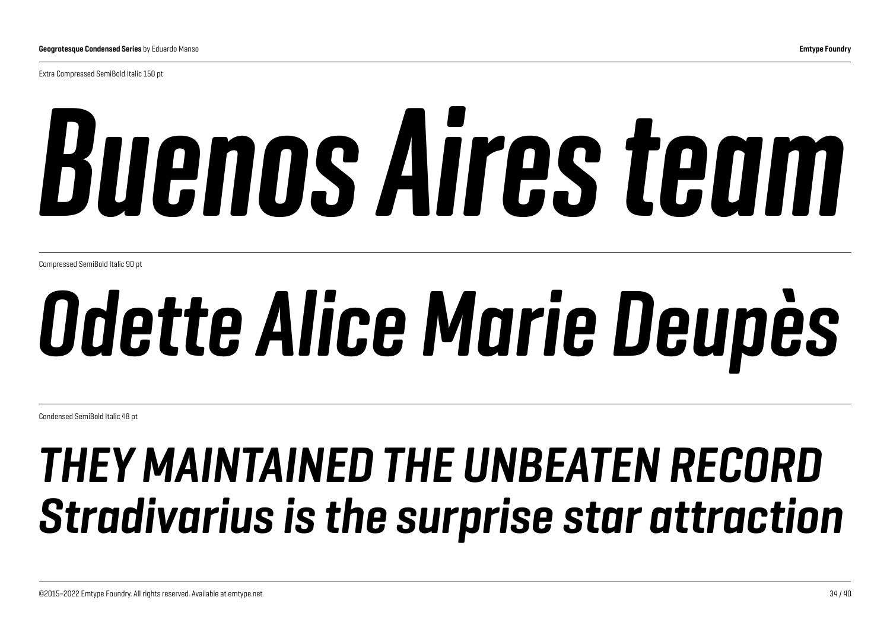Extra Compressed SemiBold Italic 150 pt

*Buenos Aires team*

Compressed SemiBold Italic 90 pt

*Odette Alice Marie Deupès*

Condensed SemiBold Italic 48 pt

*THEY MAINTAINED THE UNBEATEN RECORD*
*Stradivarius is the surprise star attraction*

©2015–2022 Emtype Foundry. All rights reserved. Available at emtype.net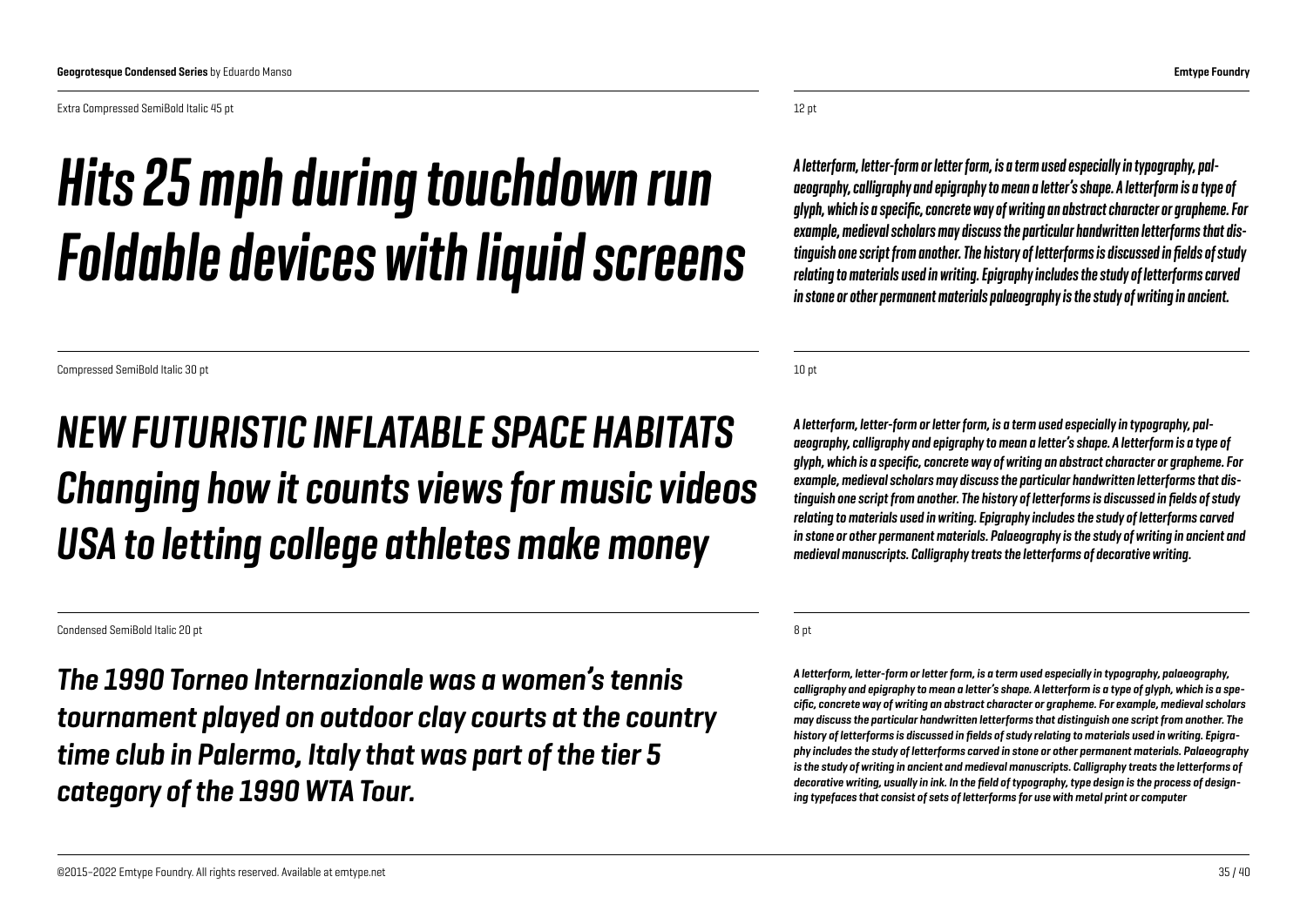Extra Compressed SemiBold Italic 45 pt

*Hits 25 mph during touchdown run*
*Foldable devices with liquid screens*

12 pt

*A letterform, letter-form or letter form, is a term used especially in typography, palaeography, calligraphy and epigraphy to mean a letter's shape. A letterform is a type of glyph, which is a specific, concrete way of writing an abstract character or grapheme. For example, medieval scholars may discuss the particular handwritten letterforms that distinguish one script from another. The history of letterforms is discussed in fields of study relating to materials used in writing. Epigraphy includes the study of letterforms carved in stone or other permanent materials palaeography is the study of writing in ancient.*

Compressed SemiBold Italic 30 pt

*NEW FUTURISTIC INFLATABLE SPACE HABITATS*
*Changing how it counts views for music videos*
*USA to letting college athletes make money*

10 pt

*A letterform, letter-form or letter form, is a term used especially in typography, palaeography, calligraphy and epigraphy to mean a letter's shape. A letterform is a type of glyph, which is a specific, concrete way of writing an abstract character or grapheme. For example, medieval scholars may discuss the particular handwritten letterforms that distinguish one script from another. The history of letterforms is discussed in fields of study relating to materials used in writing. Epigraphy includes the study of letterforms carved in stone or other permanent materials. Palaeography is the study of writing in ancient and medieval manuscripts. Calligraphy treats the letterforms of decorative writing.*

Condensed SemiBold Italic 20 pt

*The 1990 Torneo Internazionale was a women's tennis tournament played on outdoor clay courts at the country time club in Palermo, Italy that was part of the tier 5 category of the 1990 WTA Tour.*

8 pt

*A letterform, letter-form or letter form, is a term used especially in typography, palaeography, calligraphy and epigraphy to mean a letter's shape. A letterform is a type of glyph, which is a specific, concrete way of writing an abstract character or grapheme. For example, medieval scholars may discuss the particular handwritten letterforms that distinguish one script from another. The history of letterforms is discussed in fields of study relating to materials used in writing. Epigraphy includes the study of letterforms carved in stone or other permanent materials. Palaeography is the study of writing in ancient and medieval manuscripts. Calligraphy treats the letterforms of decorative writing, usually in ink. In the field of typography, type design is the process of designing typefaces that consist of sets of letterforms for use with metal print or computer*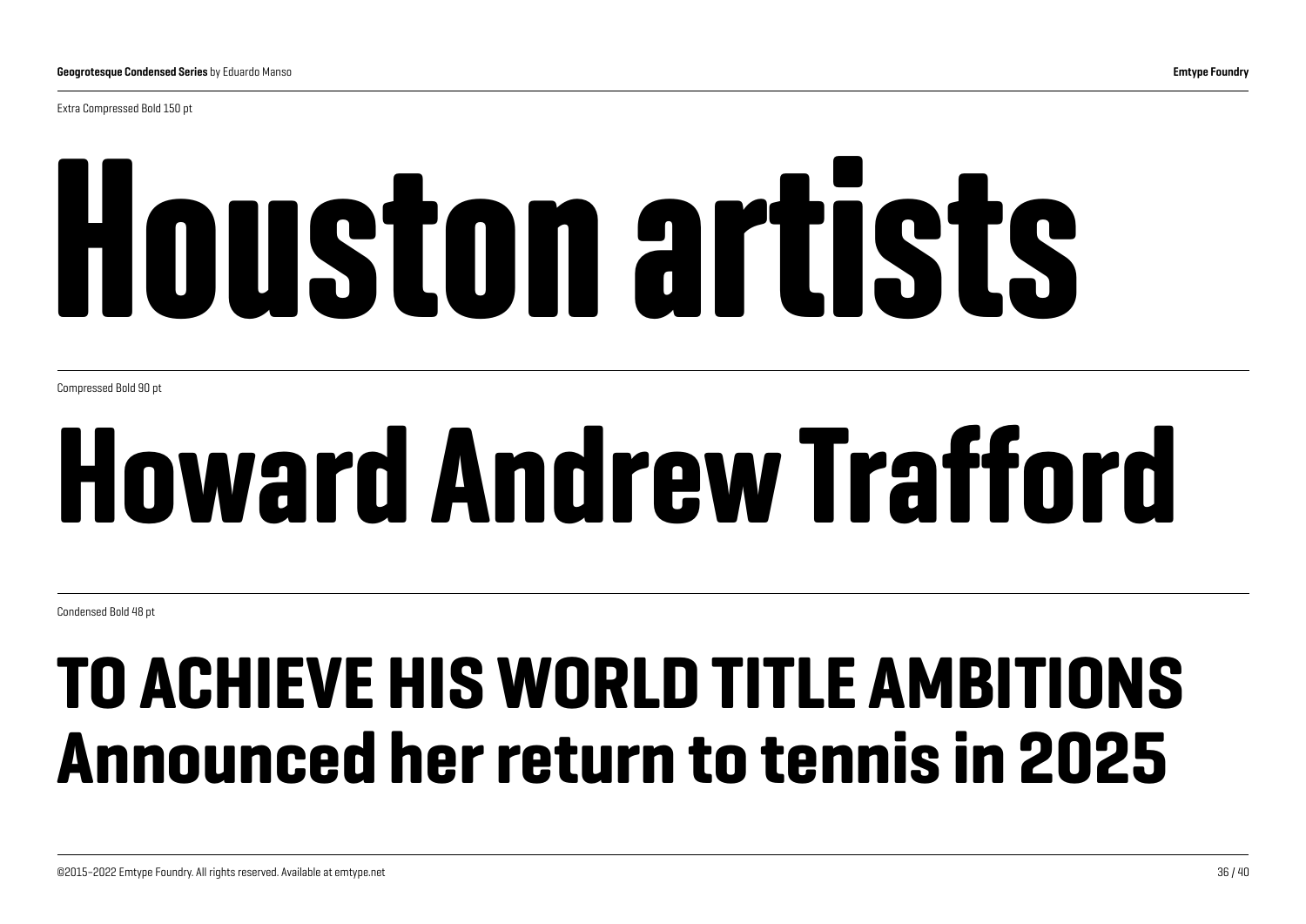Extra Compressed Bold 150 pt

# Houston artists

Compressed Bold 90 pt

# Howard Andrew Trafford

Condensed Bold 48 pt

## TO ACHIEVE HIS WORLD TITLE AMBITIONS
## Announced her return to tennis in 2025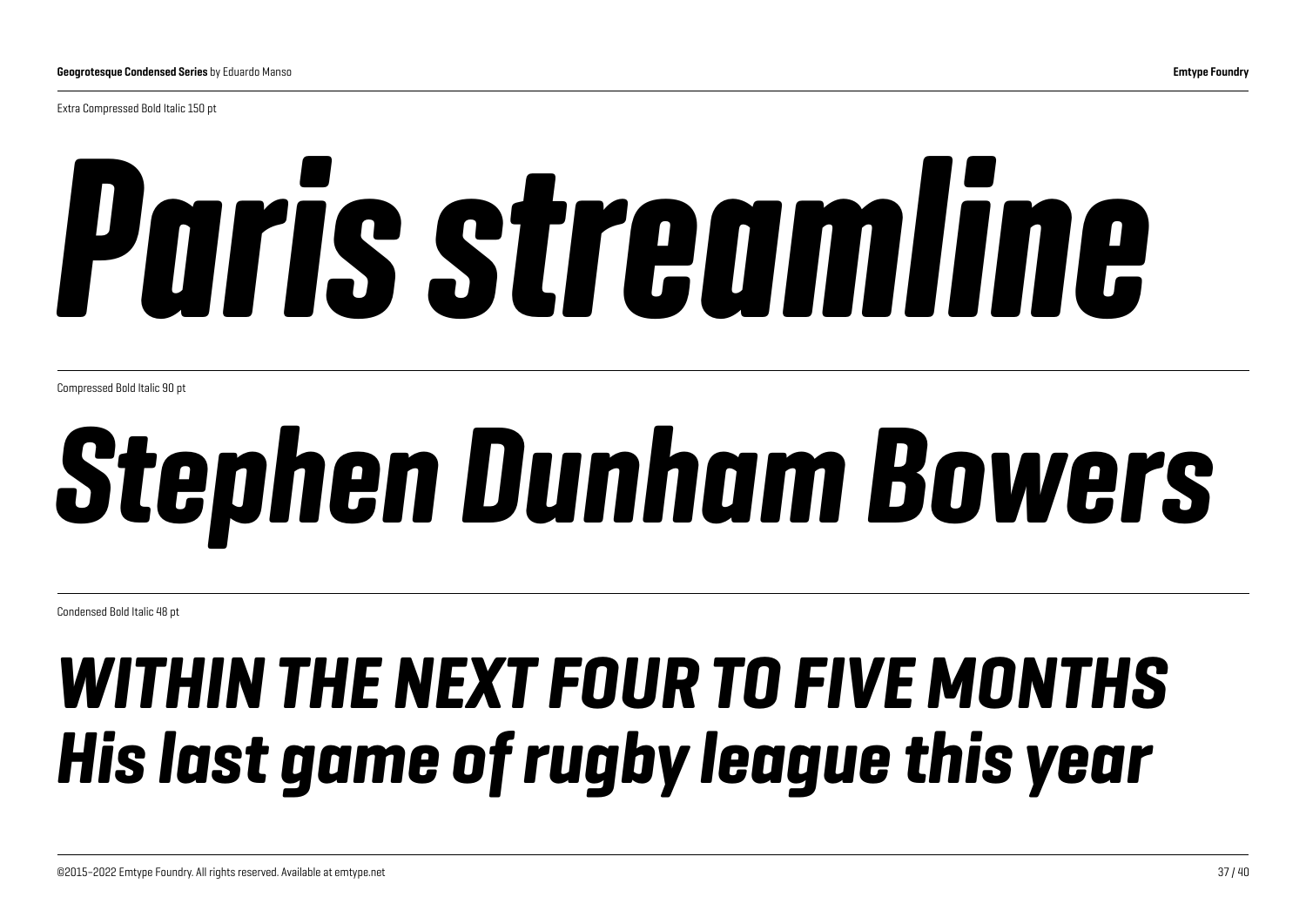Extra Compressed Bold Italic 150 pt

***Paris streamline***

Compressed Bold Italic 90 pt

***Stephen Dunham Bowers***

Condensed Bold Italic 48 pt

***WITHIN THE NEXT FOUR TO FIVE MONTHS***
***His last game of rugby league this year***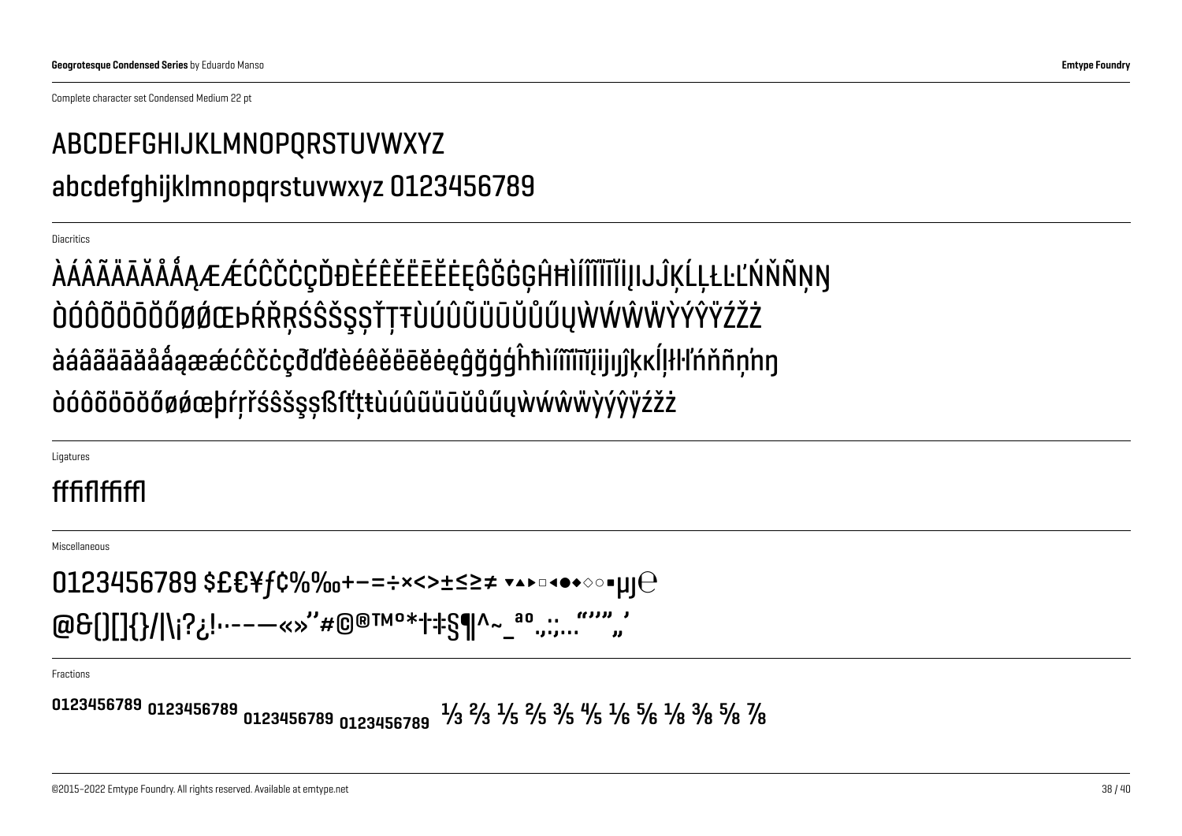Complete character set Condensed Medium 22 pt

ABCDEFGHIJKLMNOPQRSTUVWXYZ

abcdefghijklmnopqrstuvwxyz 0123456789

Diacritics

ÀÁÂÃÄĀĂÅǺĄÆǼĆĈČĊÇĎĐÈÉÊĚËĒĔĖĘĜĞĠĢĤĦÌÍÎĨÏĪĬİĮIJĴĶĹĻŁĿĽŃŇÑŅŊ

ÒÓÔÕÖŌŎŐØǾŒÞŔŘŖŚŜŠŞȘŤŢŦÙÚÛŨÜŪŬŮŰŲẀẂŴẄỲÝŶŸŹŽŻ

àáâãäāăåǻąæǽćĉčċçðďđèéêěëēĕėęĝğġģĥħìíîĩïīĭįijıȷĵķĸĺļłŀľńňñņŉŋ

òóôõöōŏőøǿœþŕŗřśŝšşșßſťţŧùúûũüūŭůűųẁẃŵẅỳýŷÿźžż

Ligatures

ﬀﬁﬂﬃﬄ

Miscellaneous

0123456789 $£€¥ƒ¢%‰+−=÷×<>±≤≥≠ ▾▴▸▫◂●◆◇○▪µȷ℮

@&()[]{}/|\¡?¿!·-–—«»‘’#©®™º*†‡§¶^~_ªº.,:;…“”‘’„‚

Fractions

0123456789 0123456789 0123456789 0123456789 ⅓ ⅔ ⅕ ⅖ ⅗ ⅘ ⅙ ⅚ ⅛ ⅜ ⅝ ⅞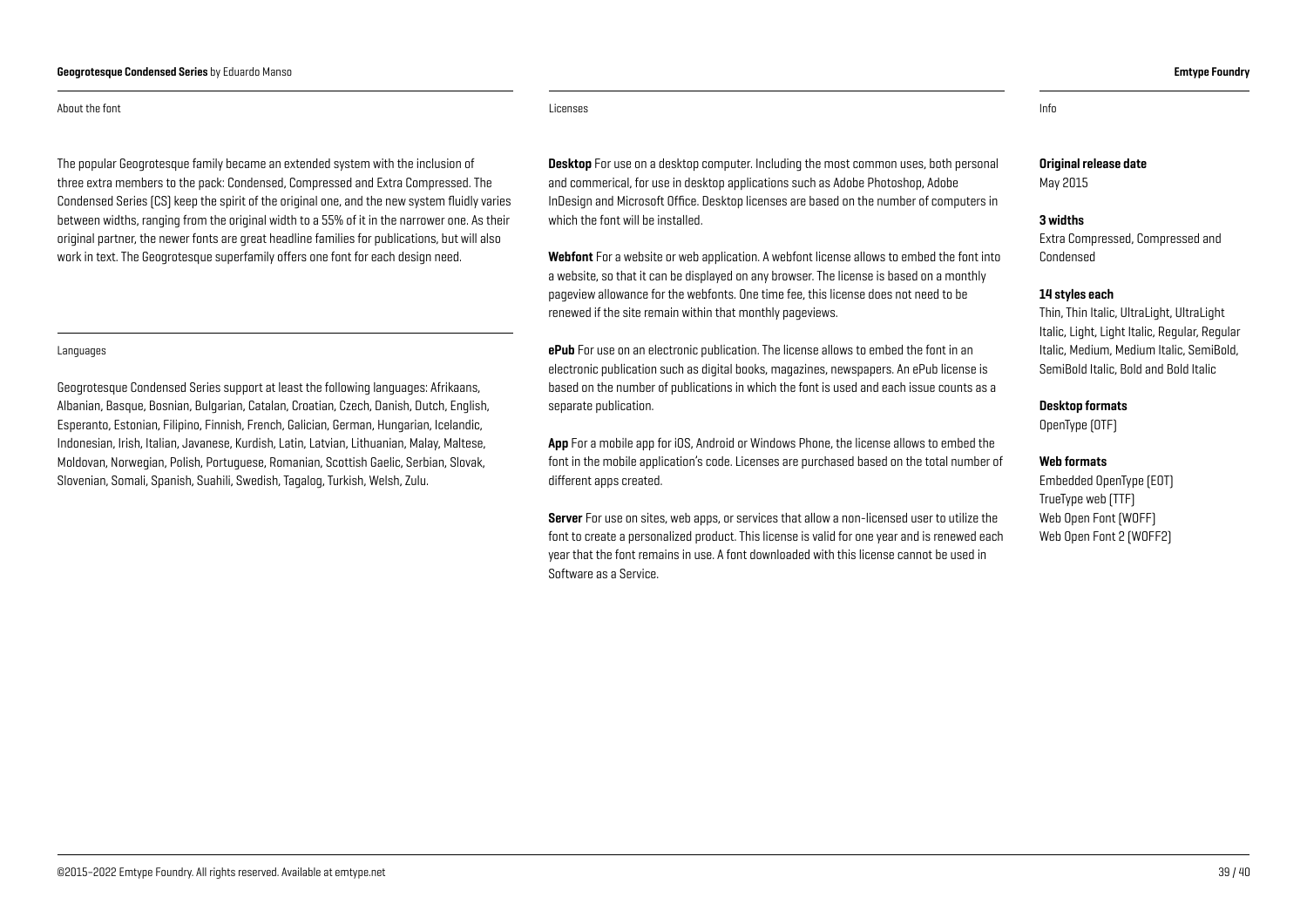## About the font

The popular Geogrotesque family became an extended system with the inclusion of three extra members to the pack: Condensed, Compressed and Extra Compressed. The Condensed Series (CS) keep the spirit of the original one, and the new system fluidly varies between widths, ranging from the original width to a 55% of it in the narrower one. As their original partner, the newer fonts are great headline families for publications, but will also work in text. The Geogrotesque superfamily offers one font for each design need.

## Languages

Geogrotesque Condensed Series support at least the following languages: Afrikaans, Albanian, Basque, Bosnian, Bulgarian, Catalan, Croatian, Czech, Danish, Dutch, English, Esperanto, Estonian, Filipino, Finnish, French, Galician, German, Hungarian, Icelandic, Indonesian, Irish, Italian, Javanese, Kurdish, Latin, Latvian, Lithuanian, Malay, Maltese, Moldovan, Norwegian, Polish, Portuguese, Romanian, Scottish Gaelic, Serbian, Slovak, Slovenian, Somali, Spanish, Suahili, Swedish, Tagalog, Turkish, Welsh, Zulu.

## Licenses

**Desktop** For use on a desktop computer. Including the most common uses, both personal and commerical, for use in desktop applications such as Adobe Photoshop, Adobe InDesign and Microsoft Office. Desktop licenses are based on the number of computers in which the font will be installed.

**Webfont** For a website or web application. A webfont license allows to embed the font into a website, so that it can be displayed on any browser. The license is based on a monthly pageview allowance for the webfonts. One time fee, this license does not need to be renewed if the site remain within that monthly pageviews.

**ePub** For use on an electronic publication. The license allows to embed the font in an electronic publication such as digital books, magazines, newspapers. An ePub license is based on the number of publications in which the font is used and each issue counts as a separate publication.

**App** For a mobile app for iOS, Android or Windows Phone, the license allows to embed the font in the mobile application's code. Licenses are purchased based on the total number of different apps created.

**Server** For use on sites, web apps, or services that allow a non-licensed user to utilize the font to create a personalized product. This license is valid for one year and is renewed each year that the font remains in use. A font downloaded with this license cannot be used in Software as a Service.

## Info

**Original release date**
May 2015

**3 widths**
Extra Compressed, Compressed and Condensed

**14 styles each**
Thin, Thin Italic, UltraLight, UltraLight Italic, Light, Light Italic, Regular, Regular Italic, Medium, Medium Italic, SemiBold, SemiBold Italic, Bold and Bold Italic

**Desktop formats**
OpenType (OTF)

**Web formats**
Embedded OpenType (EOT)
TrueType web (TTF)
Web Open Font (WOFF)
Web Open Font 2 (WOFF2)

©2015–2022 Emtype Foundry. All rights reserved. Available at emtype.net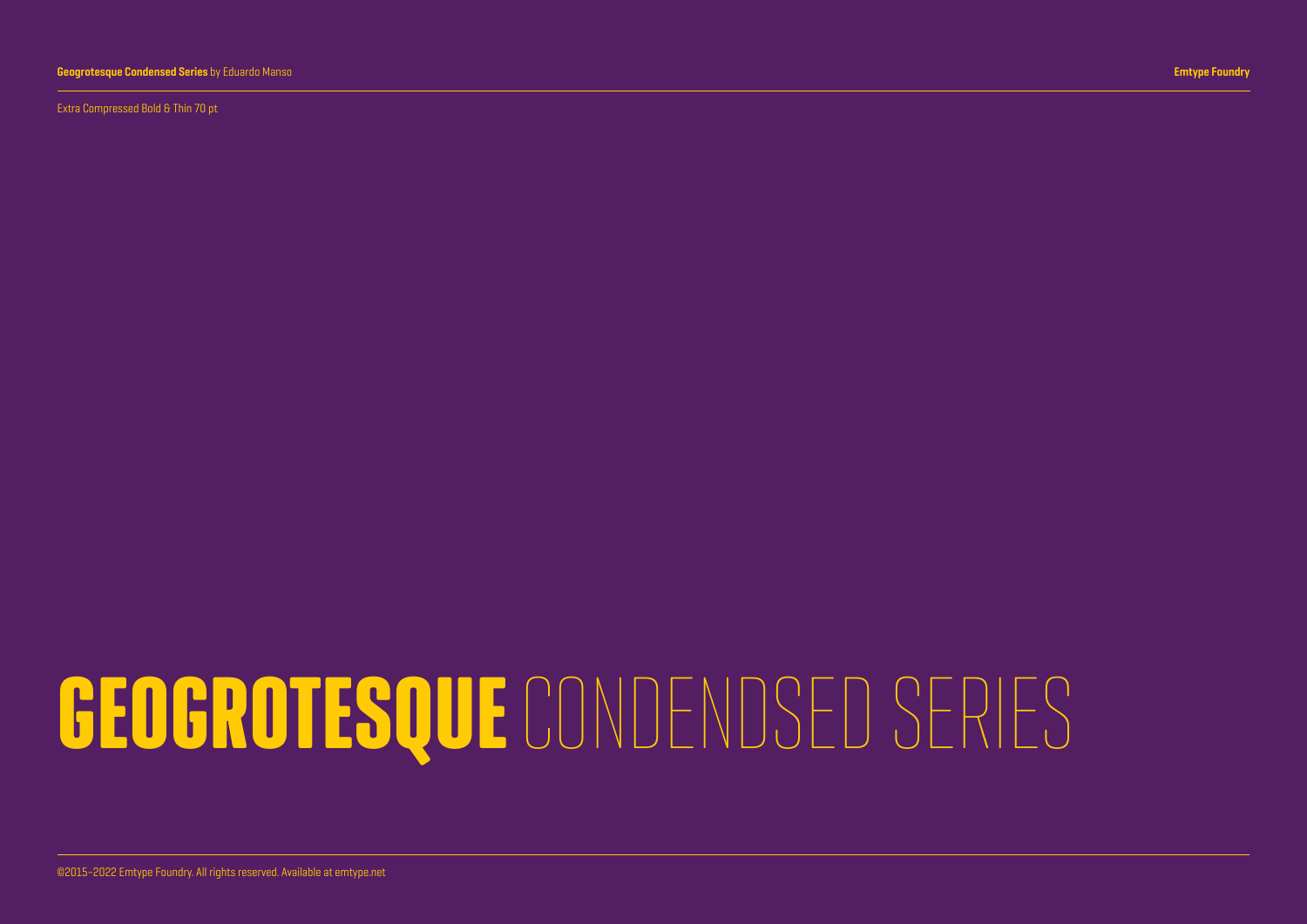Extra Compressed Bold & Thin 70 pt

# **GEOGROTESQUE** CONDENDSED SERIES

©2015–2022 Emtype Foundry. All rights reserved. Available at emtype.net